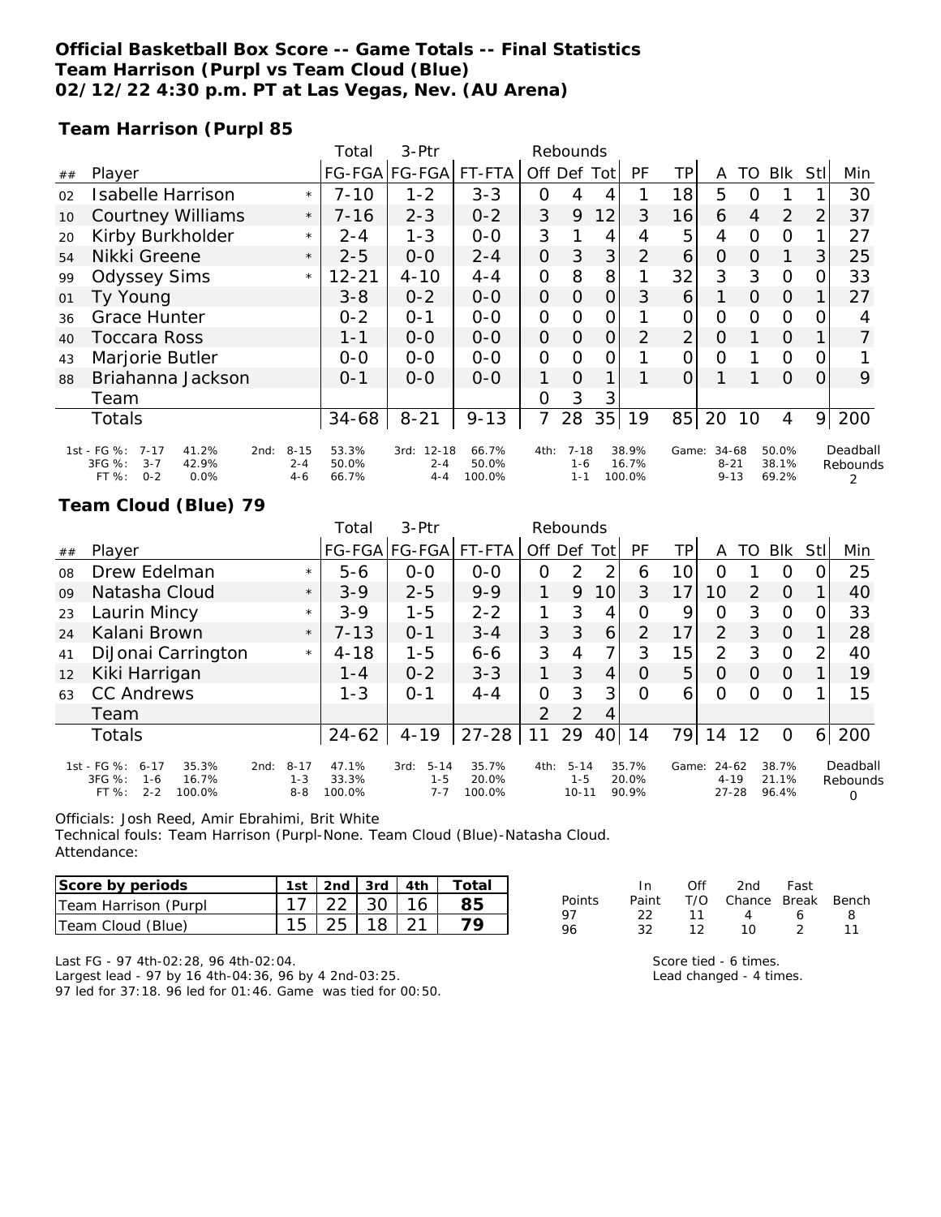**Official Basketball Box Score -- Game Totals -- Final Statistics**
**Team Harrison (Purpl vs Team Cloud (Blue)**
**02/12/22 4:30 p.m. PT at Las Vegas, Nev. (AU Arena)**

**Team Harrison (Purpl 85**

| ## | Player | | Total FG-FGA | 3-Ptr FG-FGA | FT-FTA | Rebounds Off | Def | Tot | PF | TP | A | TO | Blk | Stl | Min |
|---|---|---|---|---|---|---|---|---|---|---|---|---|---|---|---|
| 02 | Isabelle Harrison | * | 7-10 | 1-2 | 3-3 | 0 | 4 | 4 | 1 | 18 | 5 | 0 | 1 | 1 | 30 |
| 10 | Courtney Williams | * | 7-16 | 2-3 | 0-2 | 3 | 9 | 12 | 3 | 16 | 6 | 4 | 2 | 2 | 37 |
| 20 | Kirby Burkholder | * | 2-4 | 1-3 | 0-0 | 3 | 1 | 4 | 4 | 5 | 4 | 0 | 0 | 1 | 27 |
| 54 | Nikki Greene | * | 2-5 | 0-0 | 2-4 | 0 | 3 | 3 | 2 | 6 | 0 | 0 | 1 | 3 | 25 |
| 99 | Odyssey Sims | * | 12-21 | 4-10 | 4-4 | 0 | 8 | 8 | 1 | 32 | 3 | 3 | 0 | 0 | 33 |
| 01 | Ty Young | | 3-8 | 0-2 | 0-0 | 0 | 0 | 0 | 3 | 6 | 1 | 0 | 0 | 1 | 27 |
| 36 | Grace Hunter | | 0-2 | 0-1 | 0-0 | 0 | 0 | 0 | 1 | 0 | 0 | 0 | 0 | 0 | 4 |
| 40 | Toccara Ross | | 1-1 | 0-0 | 0-0 | 0 | 0 | 0 | 2 | 2 | 0 | 1 | 0 | 1 | 7 |
| 43 | Marjorie Butler | | 0-0 | 0-0 | 0-0 | 0 | 0 | 0 | 1 | 0 | 0 | 1 | 0 | 0 | 1 |
| 88 | Briahanna Jackson | | 0-1 | 0-0 | 0-0 | 1 | 0 | 1 | 1 | 0 | 1 | 1 | 0 | 0 | 9 |
| | Team | | | | | 0 | 3 | 3 | | | | | | | |
| | Totals | | 34-68 | 8-21 | 9-13 | 7 | 28 | 35 | 19 | 85 | 20 | 10 | 4 | 9 | 200 |

| | 1st | 2nd | 3rd | 4th | Game | |
|---|---|---|---|---|---|---|
| FG % | 7-17 41.2% | 8-15 53.3% | 12-18 66.7% | 7-18 38.9% | 34-68 50.0% | Deadball Rebounds 2 |
| 3FG % | 3-7 42.9% | 2-4 50.0% | 2-4 50.0% | 1-6 16.7% | 8-21 38.1% | |
| FT % | 0-2 0.0% | 4-6 66.7% | 4-4 100.0% | 1-1 100.0% | 9-13 69.2% | |

**Team Cloud (Blue) 79**

| ## | Player | | Total FG-FGA | 3-Ptr FG-FGA | FT-FTA | Rebounds Off | Def | Tot | PF | TP | A | TO | Blk | Stl | Min |
|---|---|---|---|---|---|---|---|---|---|---|---|---|---|---|---|
| 08 | Drew Edelman | * | 5-6 | 0-0 | 0-0 | 0 | 2 | 2 | 6 | 10 | 0 | 1 | 0 | 0 | 25 |
| 09 | Natasha Cloud | * | 3-9 | 2-5 | 9-9 | 1 | 9 | 10 | 3 | 17 | 10 | 2 | 0 | 1 | 40 |
| 23 | Laurin Mincy | * | 3-9 | 1-5 | 2-2 | 1 | 3 | 4 | 0 | 9 | 0 | 3 | 0 | 0 | 33 |
| 24 | Kalani Brown | * | 7-13 | 0-1 | 3-4 | 3 | 3 | 6 | 2 | 17 | 2 | 3 | 0 | 1 | 28 |
| 41 | DiJonai Carrington | * | 4-18 | 1-5 | 6-6 | 3 | 4 | 7 | 3 | 15 | 2 | 3 | 0 | 2 | 40 |
| 12 | Kiki Harrigan | | 1-4 | 0-2 | 3-3 | 1 | 3 | 4 | 0 | 5 | 0 | 0 | 0 | 1 | 19 |
| 63 | CC Andrews | | 1-3 | 0-1 | 4-4 | 0 | 3 | 3 | 0 | 6 | 0 | 0 | 0 | 1 | 15 |
| | Team | | | | | 2 | 2 | 4 | | | | | | | |
| | Totals | | 24-62 | 4-19 | 27-28 | 11 | 29 | 40 | 14 | 79 | 14 | 12 | 0 | 6 | 200 |

| | 1st | 2nd | 3rd | 4th | Game | |
|---|---|---|---|---|---|---|
| FG % | 6-17 35.3% | 8-17 47.1% | 5-14 35.7% | 5-14 35.7% | 24-62 38.7% | Deadball Rebounds 0 |
| 3FG % | 1-6 16.7% | 1-3 33.3% | 1-5 20.0% | 1-5 20.0% | 4-19 21.1% | |
| FT % | 2-2 100.0% | 8-8 100.0% | 7-7 100.0% | 10-11 90.9% | 27-28 96.4% | |

Officials: Josh Reed, Amir Ebrahimi, Brit White
Technical fouls: Team Harrison (Purpl-None. Team Cloud (Blue)-Natasha Cloud.
Attendance:

| Score by periods | 1st | 2nd | 3rd | 4th | Total |
|---|---|---|---|---|---|
| Team Harrison (Purpl | 17 | 22 | 30 | 16 | 85 |
| Team Cloud (Blue) | 15 | 25 | 18 | 21 | 79 |

| Points | In Paint | Off T/O | 2nd Chance | Fast Break | Bench |
|---|---|---|---|---|---|
| 97 | 22 | 11 | 4 | 6 | 8 |
| 96 | 32 | 12 | 10 | 2 | 11 |

Last FG - 97 4th-02:28, 96 4th-02:04.
Largest lead - 97 by 16 4th-04:36, 96 by 4 2nd-03:25.
97 led for 37:18. 96 led for 01:46. Game was tied for 00:50.

Score tied - 6 times.
Lead changed - 4 times.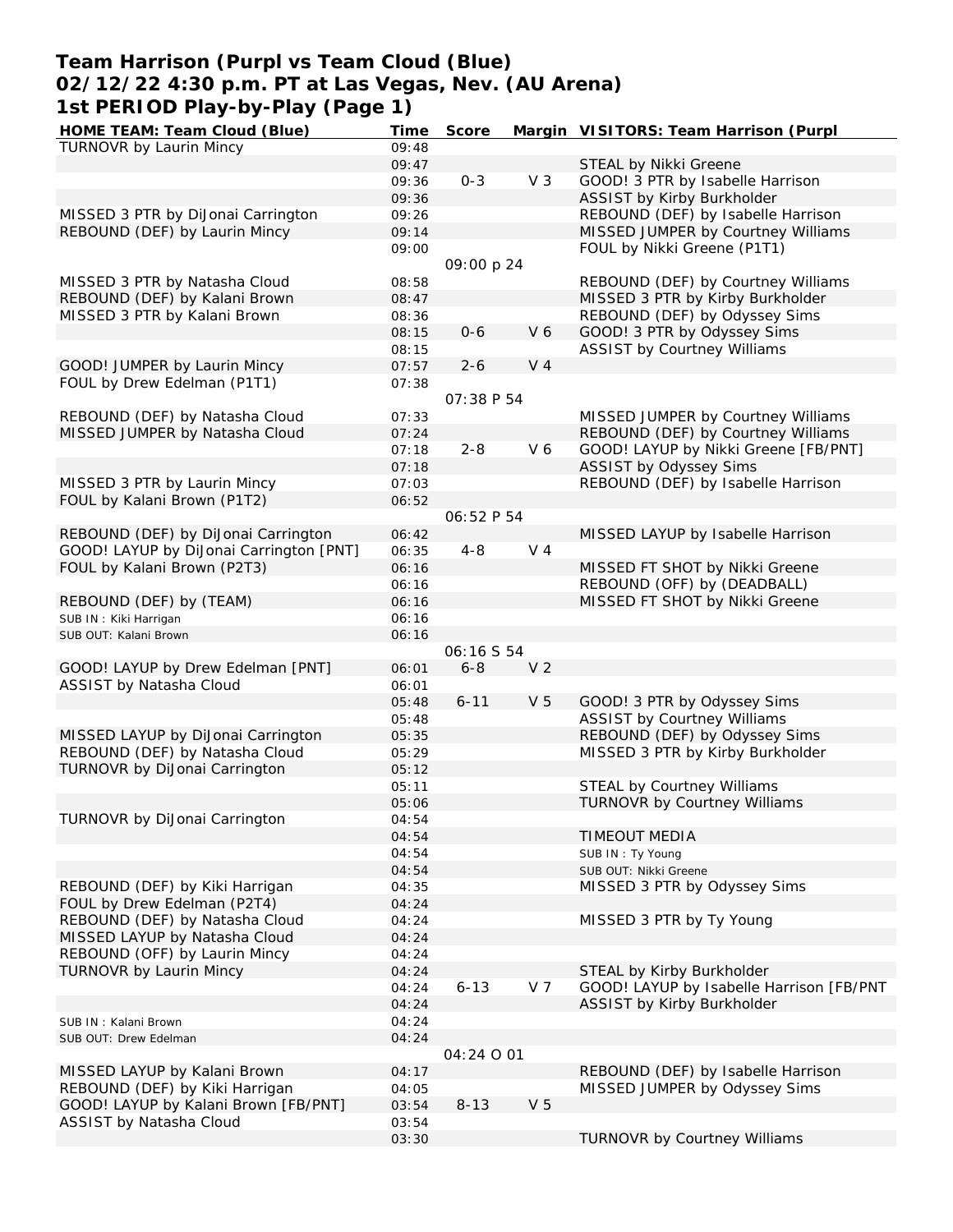# Team Harrison (Purpl vs Team Cloud (Blue)
## 02/12/22 4:30 p.m. PT at Las Vegas, Nev. (AU Arena)
## 1st PERIOD Play-by-Play (Page 1)

| HOME TEAM: Team Cloud (Blue) | Time | Score | Margin | VISITORS: Team Harrison (Purpl |
|---|---|---|---|---|
| TURNOVR by Laurin Mincy | 09:48 | | | |
| | 09:47 | | | STEAL by Nikki Greene |
| | 09:36 | 0-3 | V 3 | GOOD! 3 PTR by Isabelle Harrison |
| | 09:36 | | | ASSIST by Kirby Burkholder |
| MISSED 3 PTR by DiJonai Carrington | 09:26 | | | REBOUND (DEF) by Isabelle Harrison |
| REBOUND (DEF) by Laurin Mincy | 09:14 | | | MISSED JUMPER by Courtney Williams |
| | 09:00 | | | FOUL by Nikki Greene (P1T1) |
| | | 09:00 p 24 | | |
| MISSED 3 PTR by Natasha Cloud | 08:58 | | | REBOUND (DEF) by Courtney Williams |
| REBOUND (DEF) by Kalani Brown | 08:47 | | | MISSED 3 PTR by Kirby Burkholder |
| MISSED 3 PTR by Kalani Brown | 08:36 | | | REBOUND (DEF) by Odyssey Sims |
| | 08:15 | 0-6 | V 6 | GOOD! 3 PTR by Odyssey Sims |
| | 08:15 | | | ASSIST by Courtney Williams |
| GOOD! JUMPER by Laurin Mincy | 07:57 | 2-6 | V 4 | |
| FOUL by Drew Edelman (P1T1) | 07:38 | | | |
| | | 07:38 P 54 | | |
| REBOUND (DEF) by Natasha Cloud | 07:33 | | | MISSED JUMPER by Courtney Williams |
| MISSED JUMPER by Natasha Cloud | 07:24 | | | REBOUND (DEF) by Courtney Williams |
| | 07:18 | 2-8 | V 6 | GOOD! LAYUP by Nikki Greene [FB/PNT] |
| | 07:18 | | | ASSIST by Odyssey Sims |
| MISSED 3 PTR by Laurin Mincy | 07:03 | | | REBOUND (DEF) by Isabelle Harrison |
| FOUL by Kalani Brown (P1T2) | 06:52 | | | |
| | | 06:52 P 54 | | |
| REBOUND (DEF) by DiJonai Carrington | 06:42 | | | MISSED LAYUP by Isabelle Harrison |
| GOOD! LAYUP by DiJonai Carrington [PNT] | 06:35 | 4-8 | V 4 | |
| FOUL by Kalani Brown (P2T3) | 06:16 | | | MISSED FT SHOT by Nikki Greene |
| | 06:16 | | | REBOUND (OFF) by (DEADBALL) |
| REBOUND (DEF) by (TEAM) | 06:16 | | | MISSED FT SHOT by Nikki Greene |
| SUB IN : Kiki Harrigan | 06:16 | | | |
| SUB OUT: Kalani Brown | 06:16 | | | |
| | | 06:16 S 54 | | |
| GOOD! LAYUP by Drew Edelman [PNT] | 06:01 | 6-8 | V 2 | |
| ASSIST by Natasha Cloud | 06:01 | | | |
| | 05:48 | 6-11 | V 5 | GOOD! 3 PTR by Odyssey Sims |
| | 05:48 | | | ASSIST by Courtney Williams |
| MISSED LAYUP by DiJonai Carrington | 05:35 | | | REBOUND (DEF) by Odyssey Sims |
| REBOUND (DEF) by Natasha Cloud | 05:29 | | | MISSED 3 PTR by Kirby Burkholder |
| TURNOVR by DiJonai Carrington | 05:12 | | | |
| | 05:11 | | | STEAL by Courtney Williams |
| | 05:06 | | | TURNOVR by Courtney Williams |
| TURNOVR by DiJonai Carrington | 04:54 | | | |
| | 04:54 | | | TIMEOUT MEDIA |
| | 04:54 | | | SUB IN : Ty Young |
| | 04:54 | | | SUB OUT: Nikki Greene |
| REBOUND (DEF) by Kiki Harrigan | 04:35 | | | MISSED 3 PTR by Odyssey Sims |
| FOUL by Drew Edelman (P2T4) | 04:24 | | | |
| REBOUND (DEF) by Natasha Cloud | 04:24 | | | MISSED 3 PTR by Ty Young |
| MISSED LAYUP by Natasha Cloud | 04:24 | | | |
| REBOUND (OFF) by Laurin Mincy | 04:24 | | | |
| TURNOVR by Laurin Mincy | 04:24 | | | STEAL by Kirby Burkholder |
| | 04:24 | 6-13 | V 7 | GOOD! LAYUP by Isabelle Harrison [FB/PNT |
| | 04:24 | | | ASSIST by Kirby Burkholder |
| SUB IN : Kalani Brown | 04:24 | | | |
| SUB OUT: Drew Edelman | 04:24 | | | |
| | | 04:24 O 01 | | |
| MISSED LAYUP by Kalani Brown | 04:17 | | | REBOUND (DEF) by Isabelle Harrison |
| REBOUND (DEF) by Kiki Harrigan | 04:05 | | | MISSED JUMPER by Odyssey Sims |
| GOOD! LAYUP by Kalani Brown [FB/PNT] | 03:54 | 8-13 | V 5 | |
| ASSIST by Natasha Cloud | 03:54 | | | |
| | 03:30 | | | TURNOVR by Courtney Williams |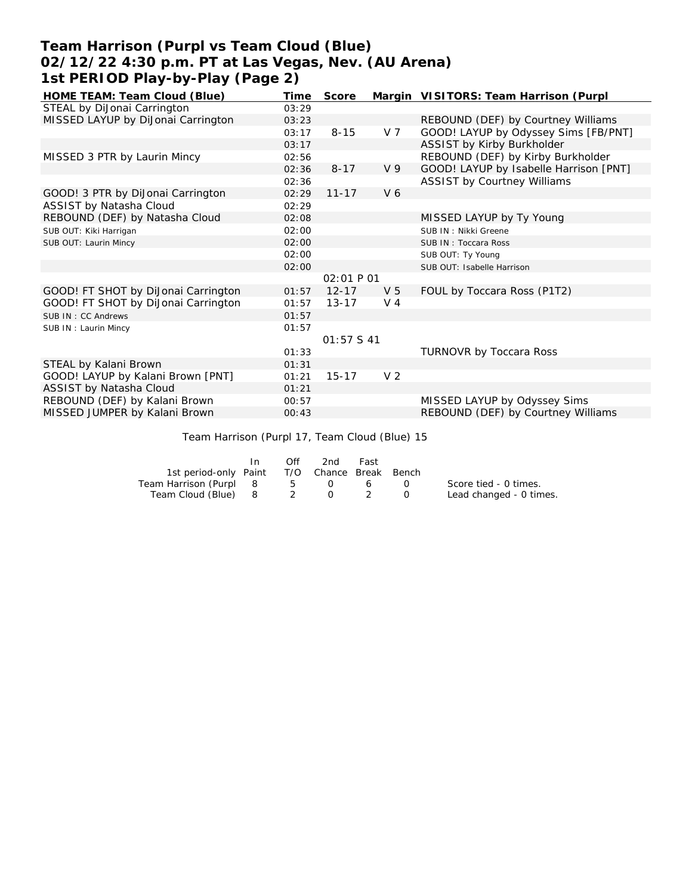# Team Harrison (Purpl vs Team Cloud (Blue)
## 02/12/22 4:30 p.m. PT at Las Vegas, Nev. (AU Arena)
## 1st PERIOD Play-by-Play (Page 2)

| HOME TEAM: Team Cloud (Blue) | Time | Score | Margin | VISITORS: Team Harrison (Purpl |
|---|---|---|---|---|
| STEAL by DiJonai Carrington | 03:29 | | | |
| MISSED LAYUP by DiJonai Carrington | 03:23 | | | REBOUND (DEF) by Courtney Williams |
| | 03:17 | 8-15 | V 7 | GOOD! LAYUP by Odyssey Sims [FB/PNT] |
| | 03:17 | | | ASSIST by Kirby Burkholder |
| MISSED 3 PTR by Laurin Mincy | 02:56 | | | REBOUND (DEF) by Kirby Burkholder |
| | 02:36 | 8-17 | V 9 | GOOD! LAYUP by Isabelle Harrison [PNT] |
| | 02:36 | | | ASSIST by Courtney Williams |
| GOOD! 3 PTR by DiJonai Carrington | 02:29 | 11-17 | V 6 | |
| ASSIST by Natasha Cloud | 02:29 | | | |
| REBOUND (DEF) by Natasha Cloud | 02:08 | | | MISSED LAYUP by Ty Young |
| SUB OUT: Kiki Harrigan | 02:00 | | | SUB IN : Nikki Greene |
| SUB OUT: Laurin Mincy | 02:00 | | | SUB IN : Toccara Ross |
| | 02:00 | | | SUB OUT: Ty Young |
| | 02:00 | | | SUB OUT: Isabelle Harrison |
| | | 02:01 P 01 | | |
| GOOD! FT SHOT by DiJonai Carrington | 01:57 | 12-17 | V 5 | FOUL by Toccara Ross (P1T2) |
| GOOD! FT SHOT by DiJonai Carrington | 01:57 | 13-17 | V 4 | |
| SUB IN : CC Andrews | 01:57 | | | |
| SUB IN : Laurin Mincy | 01:57 | | | |
| | | 01:57 S 41 | | |
| | 01:33 | | | TURNOVR by Toccara Ross |
| STEAL by Kalani Brown | 01:31 | | | |
| GOOD! LAYUP by Kalani Brown [PNT] | 01:21 | 15-17 | V 2 | |
| ASSIST by Natasha Cloud | 01:21 | | | |
| REBOUND (DEF) by Kalani Brown | 00:57 | | | MISSED LAYUP by Odyssey Sims |
| MISSED JUMPER by Kalani Brown | 00:43 | | | REBOUND (DEF) by Courtney Williams |

Team Harrison (Purpl 17, Team Cloud (Blue) 15

| 1st period-only | In Paint | Off T/O | 2nd Chance | Fast Break | Bench |
|---|---|---|---|---|---|
| Team Harrison (Purpl | 8 | 5 | 0 | 6 | 0 |
| Team Cloud (Blue) | 8 | 2 | 0 | 2 | 0 |

Score tied - 0 times.
Lead changed - 0 times.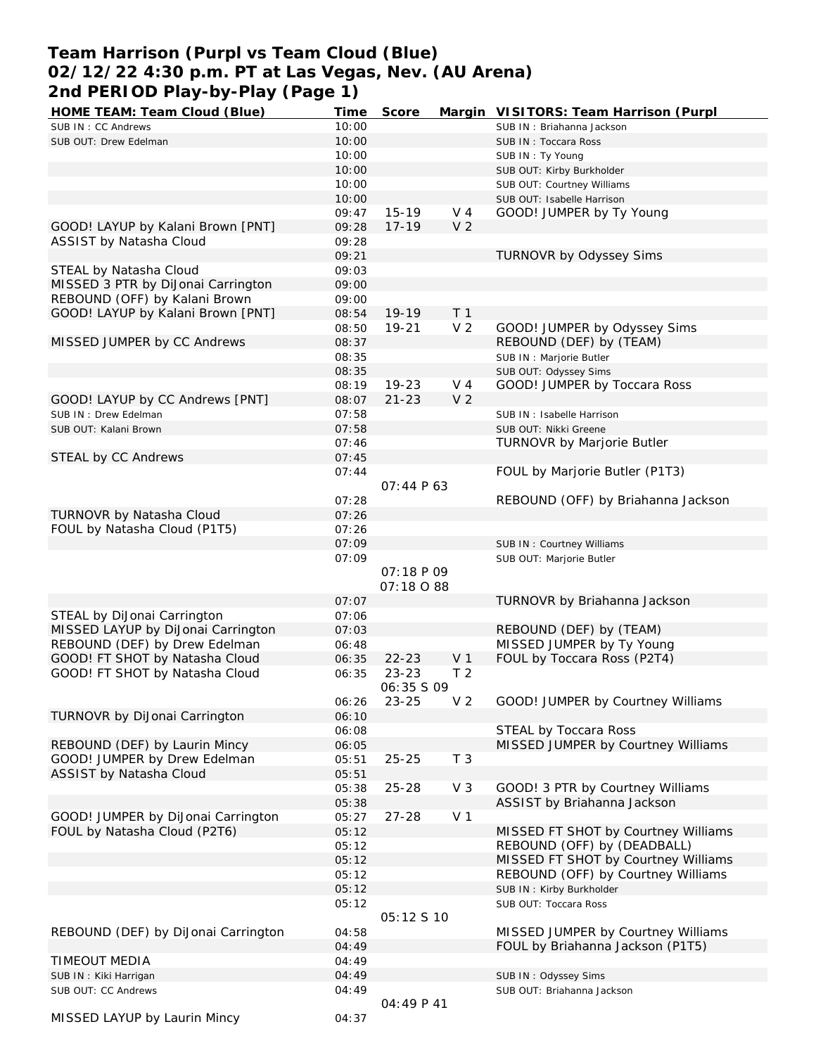# Team Harrison (Purpl vs Team Cloud (Blue)
## 02/12/22 4:30 p.m. PT at Las Vegas, Nev. (AU Arena)
## 2nd PERIOD Play-by-Play (Page 1)

| HOME TEAM: Team Cloud (Blue) | Time | Score | Margin | VISITORS: Team Harrison (Purpl |
|---|---|---|---|---|
| SUB IN : CC Andrews | 10:00 | | | SUB IN : Briahanna Jackson |
| SUB OUT: Drew Edelman | 10:00 | | | SUB IN : Toccara Ross |
| | 10:00 | | | SUB IN : Ty Young |
| | 10:00 | | | SUB OUT: Kirby Burkholder |
| | 10:00 | | | SUB OUT: Courtney Williams |
| | 10:00 | | | SUB OUT: Isabelle Harrison |
| | 09:47 | 15-19 | V 4 | GOOD! JUMPER by Ty Young |
| GOOD! LAYUP by Kalani Brown [PNT] | 09:28 | 17-19 | V 2 | |
| ASSIST by Natasha Cloud | 09:28 | | | |
| | 09:21 | | | TURNOVR by Odyssey Sims |
| STEAL by Natasha Cloud | 09:03 | | | |
| MISSED 3 PTR by DiJonai Carrington | 09:00 | | | |
| REBOUND (OFF) by Kalani Brown | 09:00 | | | |
| GOOD! LAYUP by Kalani Brown [PNT] | 08:54 | 19-19 | T 1 | |
| | 08:50 | 19-21 | V 2 | GOOD! JUMPER by Odyssey Sims |
| MISSED JUMPER by CC Andrews | 08:37 | | | REBOUND (DEF) by (TEAM) |
| | 08:35 | | | SUB IN : Marjorie Butler |
| | 08:35 | | | SUB OUT: Odyssey Sims |
| | 08:19 | 19-23 | V 4 | GOOD! JUMPER by Toccara Ross |
| GOOD! LAYUP by CC Andrews [PNT] | 08:07 | 21-23 | V 2 | |
| SUB IN : Drew Edelman | 07:58 | | | SUB IN : Isabelle Harrison |
| SUB OUT: Kalani Brown | 07:58 | | | SUB OUT: Nikki Greene |
| | 07:46 | | | TURNOVR by Marjorie Butler |
| STEAL by CC Andrews | 07:45 | | | |
| | 07:44 | | | FOUL by Marjorie Butler (P1T3) |
| | | 07:44 P 63 | | |
| | 07:28 | | | REBOUND (OFF) by Briahanna Jackson |
| TURNOVR by Natasha Cloud | 07:26 | | | |
| FOUL by Natasha Cloud (P1T5) | 07:26 | | | |
| | 07:09 | | | SUB IN : Courtney Williams |
| | 07:09 | | | SUB OUT: Marjorie Butler |
| | | 07:18 P 09 | | |
| | | 07:18 O 88 | | |
| | 07:07 | | | TURNOVR by Briahanna Jackson |
| STEAL by DiJonai Carrington | 07:06 | | | |
| MISSED LAYUP by DiJonai Carrington | 07:03 | | | REBOUND (DEF) by (TEAM) |
| REBOUND (DEF) by Drew Edelman | 06:48 | | | MISSED JUMPER by Ty Young |
| GOOD! FT SHOT by Natasha Cloud | 06:35 | 22-23 | V 1 | FOUL by Toccara Ross (P2T4) |
| GOOD! FT SHOT by Natasha Cloud | 06:35 | 23-23 | T 2 | |
| | | 06:35 S 09 | | |
| | 06:26 | 23-25 | V 2 | GOOD! JUMPER by Courtney Williams |
| TURNOVR by DiJonai Carrington | 06:10 | | | |
| | 06:08 | | | STEAL by Toccara Ross |
| REBOUND (DEF) by Laurin Mincy | 06:05 | | | MISSED JUMPER by Courtney Williams |
| GOOD! JUMPER by Drew Edelman | 05:51 | 25-25 | T 3 | |
| ASSIST by Natasha Cloud | 05:51 | | | |
| | 05:38 | 25-28 | V 3 | GOOD! 3 PTR by Courtney Williams |
| | 05:38 | | | ASSIST by Briahanna Jackson |
| GOOD! JUMPER by DiJonai Carrington | 05:27 | 27-28 | V 1 | |
| FOUL by Natasha Cloud (P2T6) | 05:12 | | | MISSED FT SHOT by Courtney Williams |
| | 05:12 | | | REBOUND (OFF) by (DEADBALL) |
| | 05:12 | | | MISSED FT SHOT by Courtney Williams |
| | 05:12 | | | REBOUND (OFF) by Courtney Williams |
| | 05:12 | | | SUB IN : Kirby Burkholder |
| | 05:12 | | | SUB OUT: Toccara Ross |
| | | 05:12 S 10 | | |
| REBOUND (DEF) by DiJonai Carrington | 04:58 | | | MISSED JUMPER by Courtney Williams |
| | 04:49 | | | FOUL by Briahanna Jackson (P1T5) |
| TIMEOUT MEDIA | 04:49 | | | |
| SUB IN : Kiki Harrigan | 04:49 | | | SUB IN : Odyssey Sims |
| SUB OUT: CC Andrews | 04:49 | | | SUB OUT: Briahanna Jackson |
| | | 04:49 P 41 | | |
| MISSED LAYUP by Laurin Mincy | 04:37 | | | |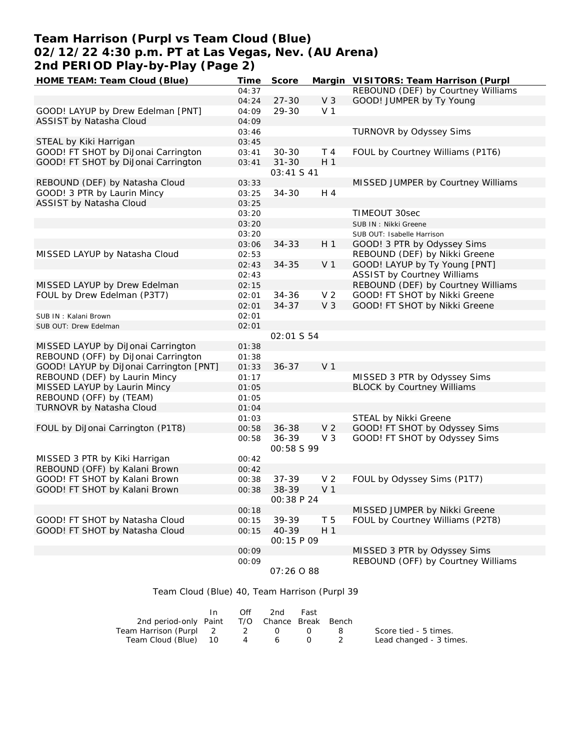# Team Harrison (Purpl vs Team Cloud (Blue)
## 02/12/22 4:30 p.m. PT at Las Vegas, Nev. (AU Arena)
## 2nd PERIOD Play-by-Play (Page 2)

| HOME TEAM: Team Cloud (Blue) | Time | Score | Margin | VISITORS: Team Harrison (Purpl |
|---|---|---|---|---|
| | 04:37 | | | REBOUND (DEF) by Courtney Williams |
| | 04:24 | 27-30 | V 3 | GOOD! JUMPER by Ty Young |
| GOOD! LAYUP by Drew Edelman [PNT] | 04:09 | 29-30 | V 1 | |
| ASSIST by Natasha Cloud | 04:09 | | | |
| | 03:46 | | | TURNOVR by Odyssey Sims |
| STEAL by Kiki Harrigan | 03:45 | | | |
| GOOD! FT SHOT by DiJonai Carrington | 03:41 | 30-30 | T 4 | FOUL by Courtney Williams (P1T6) |
| GOOD! FT SHOT by DiJonai Carrington | 03:41 | 31-30 | H 1 | |
| | | 03:41 S 41 | | |
| REBOUND (DEF) by Natasha Cloud | 03:33 | | | MISSED JUMPER by Courtney Williams |
| GOOD! 3 PTR by Laurin Mincy | 03:25 | 34-30 | H 4 | |
| ASSIST by Natasha Cloud | 03:25 | | | |
| | 03:20 | | | TIMEOUT 30sec |
| | 03:20 | | | SUB IN : Nikki Greene |
| | 03:20 | | | SUB OUT: Isabelle Harrison |
| | 03:06 | 34-33 | H 1 | GOOD! 3 PTR by Odyssey Sims |
| MISSED LAYUP by Natasha Cloud | 02:53 | | | REBOUND (DEF) by Nikki Greene |
| | 02:43 | 34-35 | V 1 | GOOD! LAYUP by Ty Young [PNT] |
| | 02:43 | | | ASSIST by Courtney Williams |
| MISSED LAYUP by Drew Edelman | 02:15 | | | REBOUND (DEF) by Courtney Williams |
| FOUL by Drew Edelman (P3T7) | 02:01 | 34-36 | V 2 | GOOD! FT SHOT by Nikki Greene |
| | 02:01 | 34-37 | V 3 | GOOD! FT SHOT by Nikki Greene |
| SUB IN : Kalani Brown | 02:01 | | | |
| SUB OUT: Drew Edelman | 02:01 | | | |
| | | 02:01 S 54 | | |
| MISSED LAYUP by DiJonai Carrington | 01:38 | | | |
| REBOUND (OFF) by DiJonai Carrington | 01:38 | | | |
| GOOD! LAYUP by DiJonai Carrington [PNT] | 01:33 | 36-37 | V 1 | |
| REBOUND (DEF) by Laurin Mincy | 01:17 | | | MISSED 3 PTR by Odyssey Sims |
| MISSED LAYUP by Laurin Mincy | 01:05 | | | BLOCK by Courtney Williams |
| REBOUND (OFF) by (TEAM) | 01:05 | | | |
| TURNOVR by Natasha Cloud | 01:04 | | | |
| | 01:03 | | | STEAL by Nikki Greene |
| FOUL by DiJonai Carrington (P1T8) | 00:58 | 36-38 | V 2 | GOOD! FT SHOT by Odyssey Sims |
| | 00:58 | 36-39 | V 3 | GOOD! FT SHOT by Odyssey Sims |
| | | 00:58 S 99 | | |
| MISSED 3 PTR by Kiki Harrigan | 00:42 | | | |
| REBOUND (OFF) by Kalani Brown | 00:42 | | | |
| GOOD! FT SHOT by Kalani Brown | 00:38 | 37-39 | V 2 | FOUL by Odyssey Sims (P1T7) |
| GOOD! FT SHOT by Kalani Brown | 00:38 | 38-39 | V 1 | |
| | | 00:38 P 24 | | |
| | 00:18 | | | MISSED JUMPER by Nikki Greene |
| GOOD! FT SHOT by Natasha Cloud | 00:15 | 39-39 | T 5 | FOUL by Courtney Williams (P2T8) |
| GOOD! FT SHOT by Natasha Cloud | 00:15 | 40-39 | H 1 | |
| | | 00:15 P 09 | | |
| | 00:09 | | | MISSED 3 PTR by Odyssey Sims |
| | 00:09 | | | REBOUND (OFF) by Courtney Williams |
| | | 07:26 O 88 | | |

Team Cloud (Blue) 40, Team Harrison (Purpl 39

| 2nd period-only | In Paint | Off T/O | 2nd Chance | Fast Break | Bench |
|---|---|---|---|---|---|
| Team Harrison (Purpl | 2 | 2 | 0 | 0 | 8 |
| Team Cloud (Blue) | 10 | 4 | 6 | 0 | 2 |

Score tied - 5 times.
Lead changed - 3 times.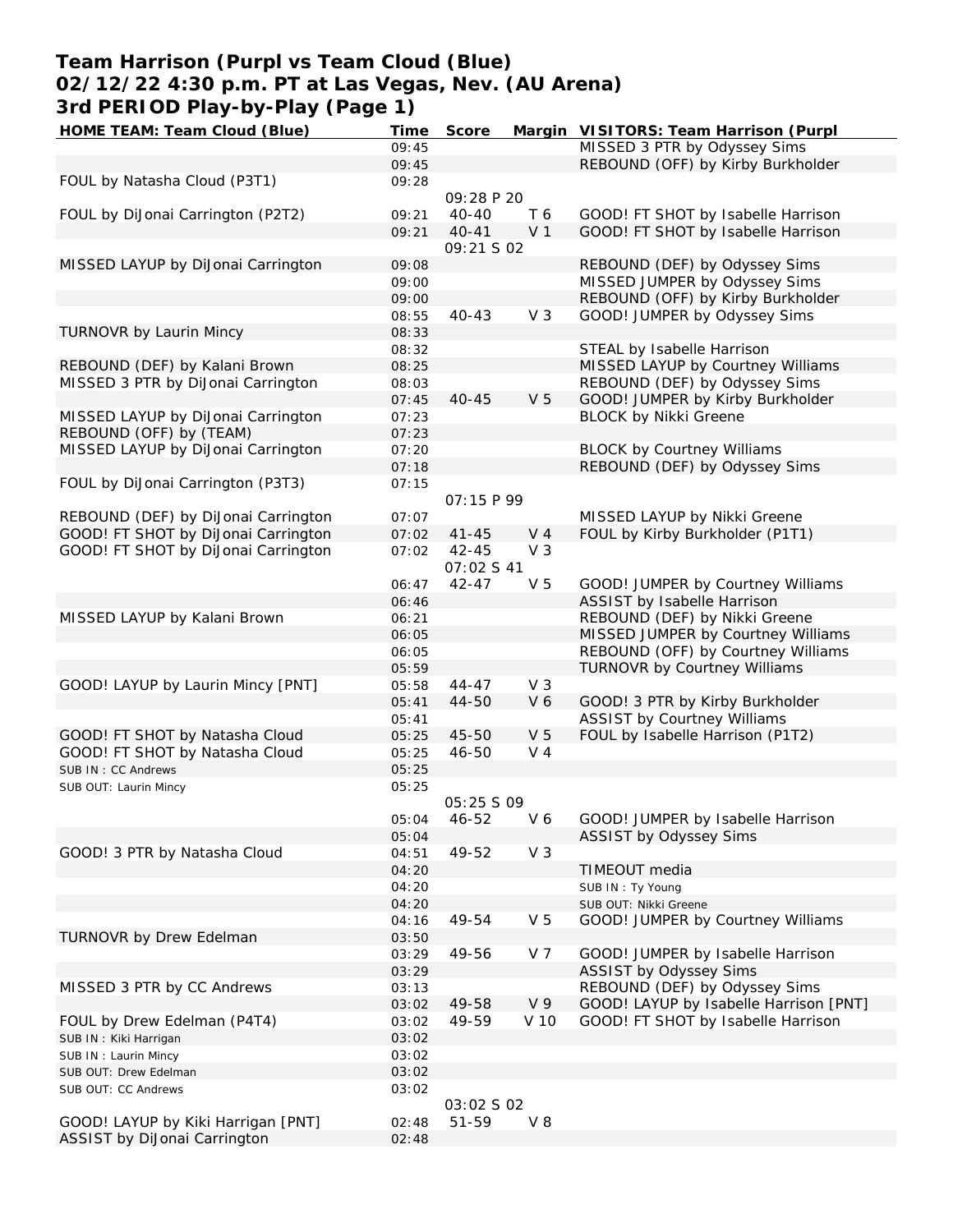# Team Harrison (Purpl vs Team Cloud (Blue)
## 02/12/22 4:30 p.m. PT at Las Vegas, Nev. (AU Arena)
## 3rd PERIOD Play-by-Play (Page 1)

| HOME TEAM: Team Cloud (Blue) | Time | Score | Margin | VISITORS: Team Harrison (Purpl |
|---|---|---|---|---|
| | 09:45 | | | MISSED 3 PTR by Odyssey Sims |
| | 09:45 | | | REBOUND (OFF) by Kirby Burkholder |
| FOUL by Natasha Cloud (P3T1) | 09:28 | | | |
| | | 09:28 P 20 | | |
| FOUL by DiJonai Carrington (P2T2) | 09:21 | 40-40 | T 6 | GOOD! FT SHOT by Isabelle Harrison |
| | 09:21 | 40-41 | V 1 | GOOD! FT SHOT by Isabelle Harrison |
| | | 09:21 S 02 | | |
| MISSED LAYUP by DiJonai Carrington | 09:08 | | | REBOUND (DEF) by Odyssey Sims |
| | 09:00 | | | MISSED JUMPER by Odyssey Sims |
| | 09:00 | | | REBOUND (OFF) by Kirby Burkholder |
| | 08:55 | 40-43 | V 3 | GOOD! JUMPER by Odyssey Sims |
| TURNOVR by Laurin Mincy | 08:33 | | | |
| | 08:32 | | | STEAL by Isabelle Harrison |
| REBOUND (DEF) by Kalani Brown | 08:25 | | | MISSED LAYUP by Courtney Williams |
| MISSED 3 PTR by DiJonai Carrington | 08:03 | | | REBOUND (DEF) by Odyssey Sims |
| | 07:45 | 40-45 | V 5 | GOOD! JUMPER by Kirby Burkholder |
| MISSED LAYUP by DiJonai Carrington | 07:23 | | | BLOCK by Nikki Greene |
| REBOUND (OFF) by (TEAM) | 07:23 | | | |
| MISSED LAYUP by DiJonai Carrington | 07:20 | | | BLOCK by Courtney Williams |
| | 07:18 | | | REBOUND (DEF) by Odyssey Sims |
| FOUL by DiJonai Carrington (P3T3) | 07:15 | | | |
| | | 07:15 P 99 | | |
| REBOUND (DEF) by DiJonai Carrington | 07:07 | | | MISSED LAYUP by Nikki Greene |
| GOOD! FT SHOT by DiJonai Carrington | 07:02 | 41-45 | V 4 | FOUL by Kirby Burkholder (P1T1) |
| GOOD! FT SHOT by DiJonai Carrington | 07:02 | 42-45 | V 3 | |
| | | 07:02 S 41 | | |
| | 06:47 | 42-47 | V 5 | GOOD! JUMPER by Courtney Williams |
| | 06:46 | | | ASSIST by Isabelle Harrison |
| MISSED LAYUP by Kalani Brown | 06:21 | | | REBOUND (DEF) by Nikki Greene |
| | 06:05 | | | MISSED JUMPER by Courtney Williams |
| | 06:05 | | | REBOUND (OFF) by Courtney Williams |
| | 05:59 | | | TURNOVR by Courtney Williams |
| GOOD! LAYUP by Laurin Mincy [PNT] | 05:58 | 44-47 | V 3 | |
| | 05:41 | 44-50 | V 6 | GOOD! 3 PTR by Kirby Burkholder |
| | 05:41 | | | ASSIST by Courtney Williams |
| GOOD! FT SHOT by Natasha Cloud | 05:25 | 45-50 | V 5 | FOUL by Isabelle Harrison (P1T2) |
| GOOD! FT SHOT by Natasha Cloud | 05:25 | 46-50 | V 4 | |
| SUB IN : CC Andrews | 05:25 | | | |
| SUB OUT: Laurin Mincy | 05:25 | | | |
| | | 05:25 S 09 | | |
| | 05:04 | 46-52 | V 6 | GOOD! JUMPER by Isabelle Harrison |
| | 05:04 | | | ASSIST by Odyssey Sims |
| GOOD! 3 PTR by Natasha Cloud | 04:51 | 49-52 | V 3 | |
| | 04:20 | | | TIMEOUT media |
| | 04:20 | | | SUB IN : Ty Young |
| | 04:20 | | | SUB OUT: Nikki Greene |
| | 04:16 | 49-54 | V 5 | GOOD! JUMPER by Courtney Williams |
| TURNOVR by Drew Edelman | 03:50 | | | |
| | 03:29 | 49-56 | V 7 | GOOD! JUMPER by Isabelle Harrison |
| | 03:29 | | | ASSIST by Odyssey Sims |
| MISSED 3 PTR by CC Andrews | 03:13 | | | REBOUND (DEF) by Odyssey Sims |
| | 03:02 | 49-58 | V 9 | GOOD! LAYUP by Isabelle Harrison [PNT] |
| FOUL by Drew Edelman (P4T4) | 03:02 | 49-59 | V 10 | GOOD! FT SHOT by Isabelle Harrison |
| SUB IN : Kiki Harrigan | 03:02 | | | |
| SUB IN : Laurin Mincy | 03:02 | | | |
| SUB OUT: Drew Edelman | 03:02 | | | |
| SUB OUT: CC Andrews | 03:02 | | | |
| | | 03:02 S 02 | | |
| GOOD! LAYUP by Kiki Harrigan [PNT] | 02:48 | 51-59 | V 8 | |
| ASSIST by DiJonai Carrington | 02:48 | | | |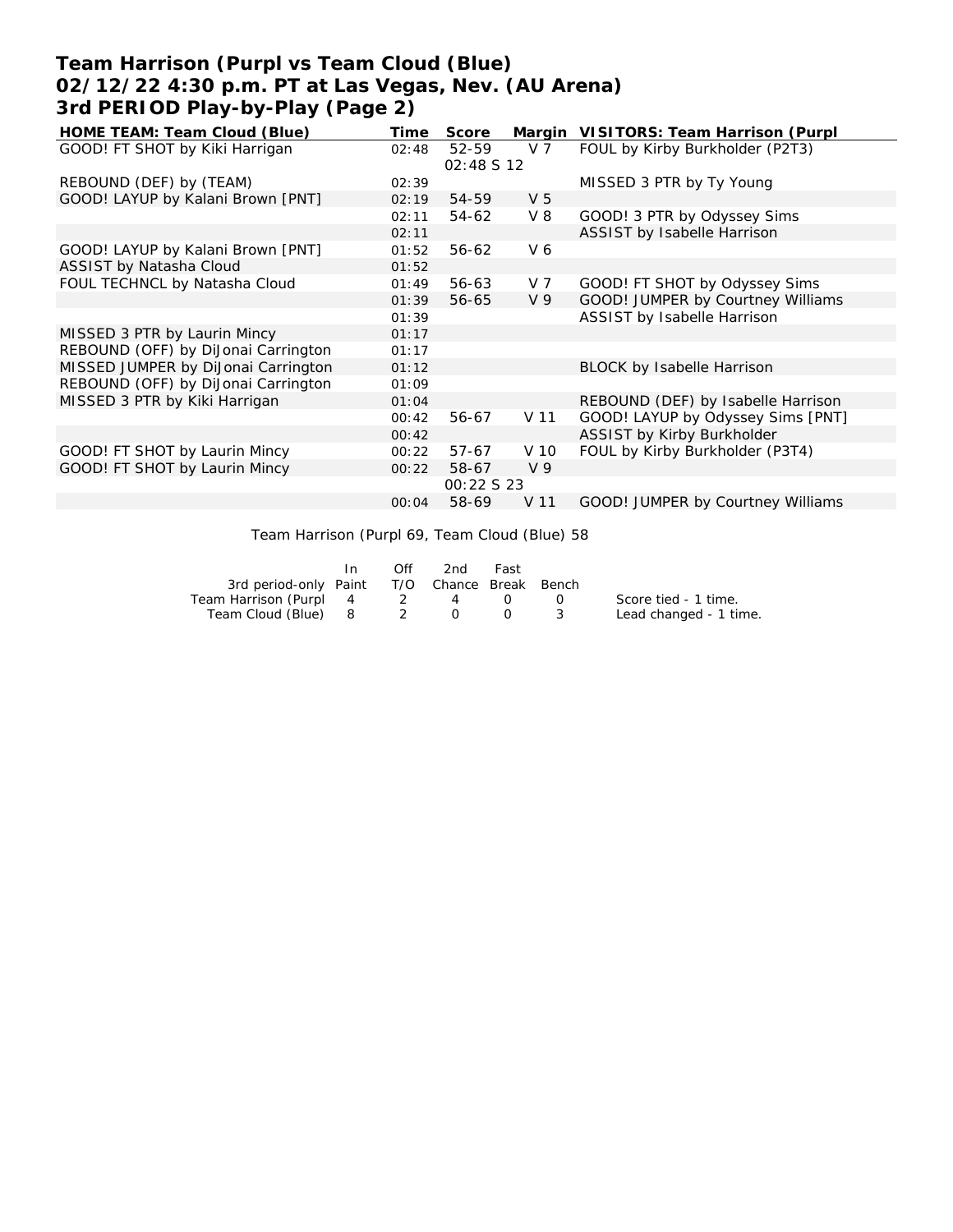# Team Harrison (Purpl vs Team Cloud (Blue)
## 02/12/22 4:30 p.m. PT at Las Vegas, Nev. (AU Arena)
## 3rd PERIOD Play-by-Play (Page 2)

| HOME TEAM: Team Cloud (Blue) | Time | Score | Margin | VISITORS: Team Harrison (Purpl |
|---|---|---|---|---|
| GOOD! FT SHOT by Kiki Harrigan | 02:48 | 52-59 | V 7 | FOUL by Kirby Burkholder (P2T3) |
| | | 02:48 S 12 | | |
| REBOUND (DEF) by (TEAM) | 02:39 | | | MISSED 3 PTR by Ty Young |
| GOOD! LAYUP by Kalani Brown [PNT] | 02:19 | 54-59 | V 5 | |
| | 02:11 | 54-62 | V 8 | GOOD! 3 PTR by Odyssey Sims |
| | 02:11 | | | ASSIST by Isabelle Harrison |
| GOOD! LAYUP by Kalani Brown [PNT] | 01:52 | 56-62 | V 6 | |
| ASSIST by Natasha Cloud | 01:52 | | | |
| FOUL TECHNCL by Natasha Cloud | 01:49 | 56-63 | V 7 | GOOD! FT SHOT by Odyssey Sims |
| | 01:39 | 56-65 | V 9 | GOOD! JUMPER by Courtney Williams |
| | 01:39 | | | ASSIST by Isabelle Harrison |
| MISSED 3 PTR by Laurin Mincy | 01:17 | | | |
| REBOUND (OFF) by DiJonai Carrington | 01:17 | | | |
| MISSED JUMPER by DiJonai Carrington | 01:12 | | | BLOCK by Isabelle Harrison |
| REBOUND (OFF) by DiJonai Carrington | 01:09 | | | |
| MISSED 3 PTR by Kiki Harrigan | 01:04 | | | REBOUND (DEF) by Isabelle Harrison |
| | 00:42 | 56-67 | V 11 | GOOD! LAYUP by Odyssey Sims [PNT] |
| | 00:42 | | | ASSIST by Kirby Burkholder |
| GOOD! FT SHOT by Laurin Mincy | 00:22 | 57-67 | V 10 | FOUL by Kirby Burkholder (P3T4) |
| GOOD! FT SHOT by Laurin Mincy | 00:22 | 58-67 | V 9 | |
| | | 00:22 S 23 | | |
| | 00:04 | 58-69 | V 11 | GOOD! JUMPER by Courtney Williams |

Team Harrison (Purpl 69, Team Cloud (Blue) 58

| 3rd period-only | In Paint | Off T/O | 2nd Chance | Fast Break | Bench |
|---|---|---|---|---|---|
| Team Harrison (Purpl | 4 | 2 | 4 | 0 | 0 |
| Team Cloud (Blue) | 8 | 2 | 0 | 0 | 3 |

Score tied - 1 time.
Lead changed - 1 time.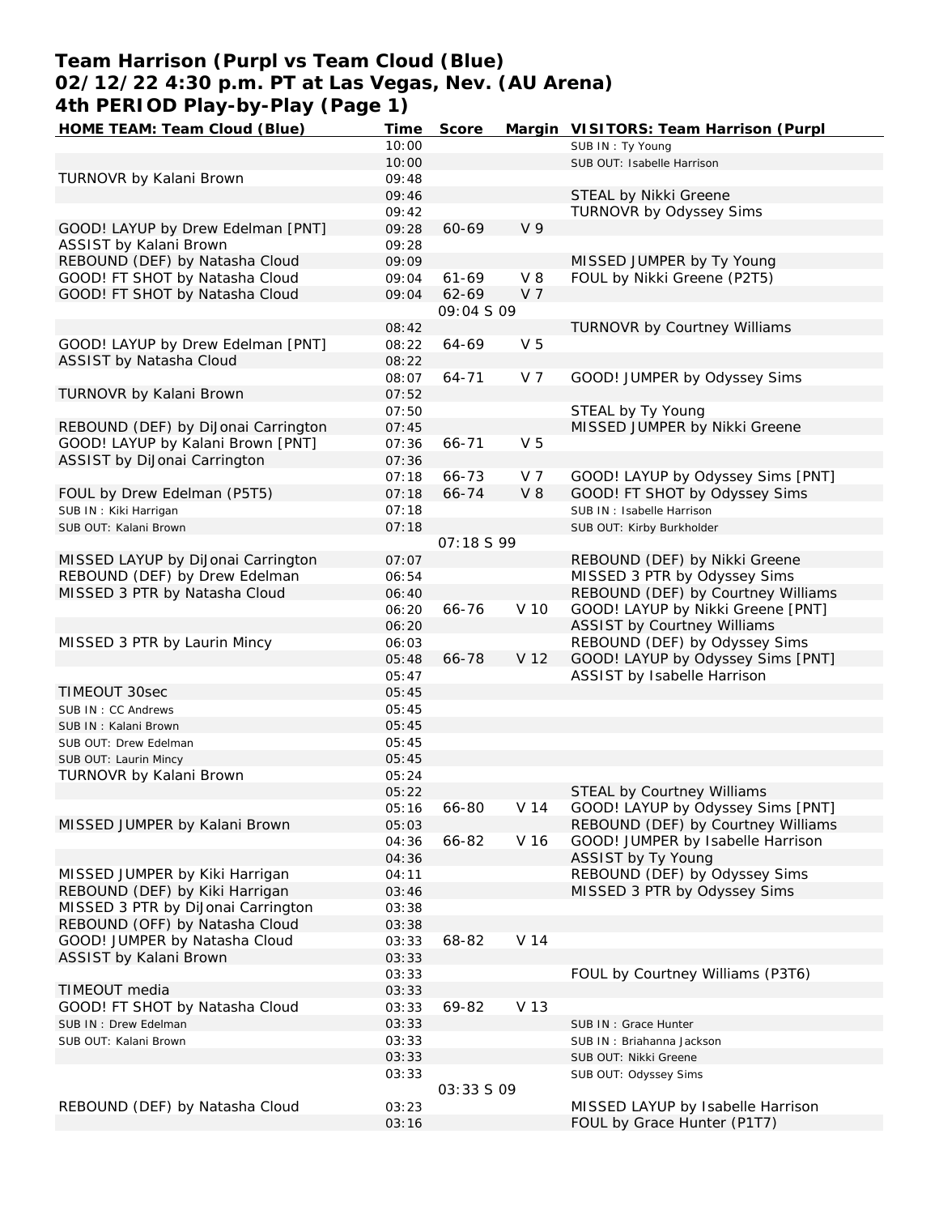# Team Harrison (Purpl vs Team Cloud (Blue)
## 02/12/22 4:30 p.m. PT at Las Vegas, Nev. (AU Arena)
## 4th PERIOD Play-by-Play (Page 1)

| HOME TEAM: Team Cloud (Blue) | Time | Score | Margin | VISITORS: Team Harrison (Purpl |
|---|---|---|---|---|
| | 10:00 | | | SUB IN : Ty Young |
| | 10:00 | | | SUB OUT: Isabelle Harrison |
| TURNOVR by Kalani Brown | 09:48 | | | |
| | 09:46 | | | STEAL by Nikki Greene |
| | 09:42 | | | TURNOVR by Odyssey Sims |
| GOOD! LAYUP by Drew Edelman [PNT] | 09:28 | 60-69 | V 9 | |
| ASSIST by Kalani Brown | 09:28 | | | |
| REBOUND (DEF) by Natasha Cloud | 09:09 | | | MISSED JUMPER by Ty Young |
| GOOD! FT SHOT by Natasha Cloud | 09:04 | 61-69 | V 8 | FOUL by Nikki Greene (P2T5) |
| GOOD! FT SHOT by Natasha Cloud | 09:04 | 62-69 | V 7 | |
| | | 09:04 S 09 | | |
| | 08:42 | | | TURNOVR by Courtney Williams |
| GOOD! LAYUP by Drew Edelman [PNT] | 08:22 | 64-69 | V 5 | |
| ASSIST by Natasha Cloud | 08:22 | | | |
| | 08:07 | 64-71 | V 7 | GOOD! JUMPER by Odyssey Sims |
| TURNOVR by Kalani Brown | 07:52 | | | |
| | 07:50 | | | STEAL by Ty Young |
| REBOUND (DEF) by DiJonai Carrington | 07:45 | | | MISSED JUMPER by Nikki Greene |
| GOOD! LAYUP by Kalani Brown [PNT] | 07:36 | 66-71 | V 5 | |
| ASSIST by DiJonai Carrington | 07:36 | | | |
| | 07:18 | 66-73 | V 7 | GOOD! LAYUP by Odyssey Sims [PNT] |
| FOUL by Drew Edelman (P5T5) | 07:18 | 66-74 | V 8 | GOOD! FT SHOT by Odyssey Sims |
| SUB IN : Kiki Harrigan | 07:18 | | | SUB IN : Isabelle Harrison |
| SUB OUT: Kalani Brown | 07:18 | | | SUB OUT: Kirby Burkholder |
| | | 07:18 S 99 | | |
| MISSED LAYUP by DiJonai Carrington | 07:07 | | | REBOUND (DEF) by Nikki Greene |
| REBOUND (DEF) by Drew Edelman | 06:54 | | | MISSED 3 PTR by Odyssey Sims |
| MISSED 3 PTR by Natasha Cloud | 06:40 | | | REBOUND (DEF) by Courtney Williams |
| | 06:20 | 66-76 | V 10 | GOOD! LAYUP by Nikki Greene [PNT] |
| | 06:20 | | | ASSIST by Courtney Williams |
| MISSED 3 PTR by Laurin Mincy | 06:03 | | | REBOUND (DEF) by Odyssey Sims |
| | 05:48 | 66-78 | V 12 | GOOD! LAYUP by Odyssey Sims [PNT] |
| | 05:47 | | | ASSIST by Isabelle Harrison |
| TIMEOUT 30sec | 05:45 | | | |
| SUB IN : CC Andrews | 05:45 | | | |
| SUB IN : Kalani Brown | 05:45 | | | |
| SUB OUT: Drew Edelman | 05:45 | | | |
| SUB OUT: Laurin Mincy | 05:45 | | | |
| TURNOVR by Kalani Brown | 05:24 | | | |
| | 05:22 | | | STEAL by Courtney Williams |
| | 05:16 | 66-80 | V 14 | GOOD! LAYUP by Odyssey Sims [PNT] |
| MISSED JUMPER by Kalani Brown | 05:03 | | | REBOUND (DEF) by Courtney Williams |
| | 04:36 | 66-82 | V 16 | GOOD! JUMPER by Isabelle Harrison |
| | 04:36 | | | ASSIST by Ty Young |
| MISSED JUMPER by Kiki Harrigan | 04:11 | | | REBOUND (DEF) by Odyssey Sims |
| REBOUND (DEF) by Kiki Harrigan | 03:46 | | | MISSED 3 PTR by Odyssey Sims |
| MISSED 3 PTR by DiJonai Carrington | 03:38 | | | |
| REBOUND (OFF) by Natasha Cloud | 03:38 | | | |
| GOOD! JUMPER by Natasha Cloud | 03:33 | 68-82 | V 14 | |
| ASSIST by Kalani Brown | 03:33 | | | |
| | 03:33 | | | FOUL by Courtney Williams (P3T6) |
| TIMEOUT media | 03:33 | | | |
| GOOD! FT SHOT by Natasha Cloud | 03:33 | 69-82 | V 13 | |
| SUB IN : Drew Edelman | 03:33 | | | SUB IN : Grace Hunter |
| SUB OUT: Kalani Brown | 03:33 | | | SUB IN : Briahanna Jackson |
| | 03:33 | | | SUB OUT: Nikki Greene |
| | 03:33 | | | SUB OUT: Odyssey Sims |
| | | 03:33 S 09 | | |
| REBOUND (DEF) by Natasha Cloud | 03:23 | | | MISSED LAYUP by Isabelle Harrison |
| | 03:16 | | | FOUL by Grace Hunter (P1T7) |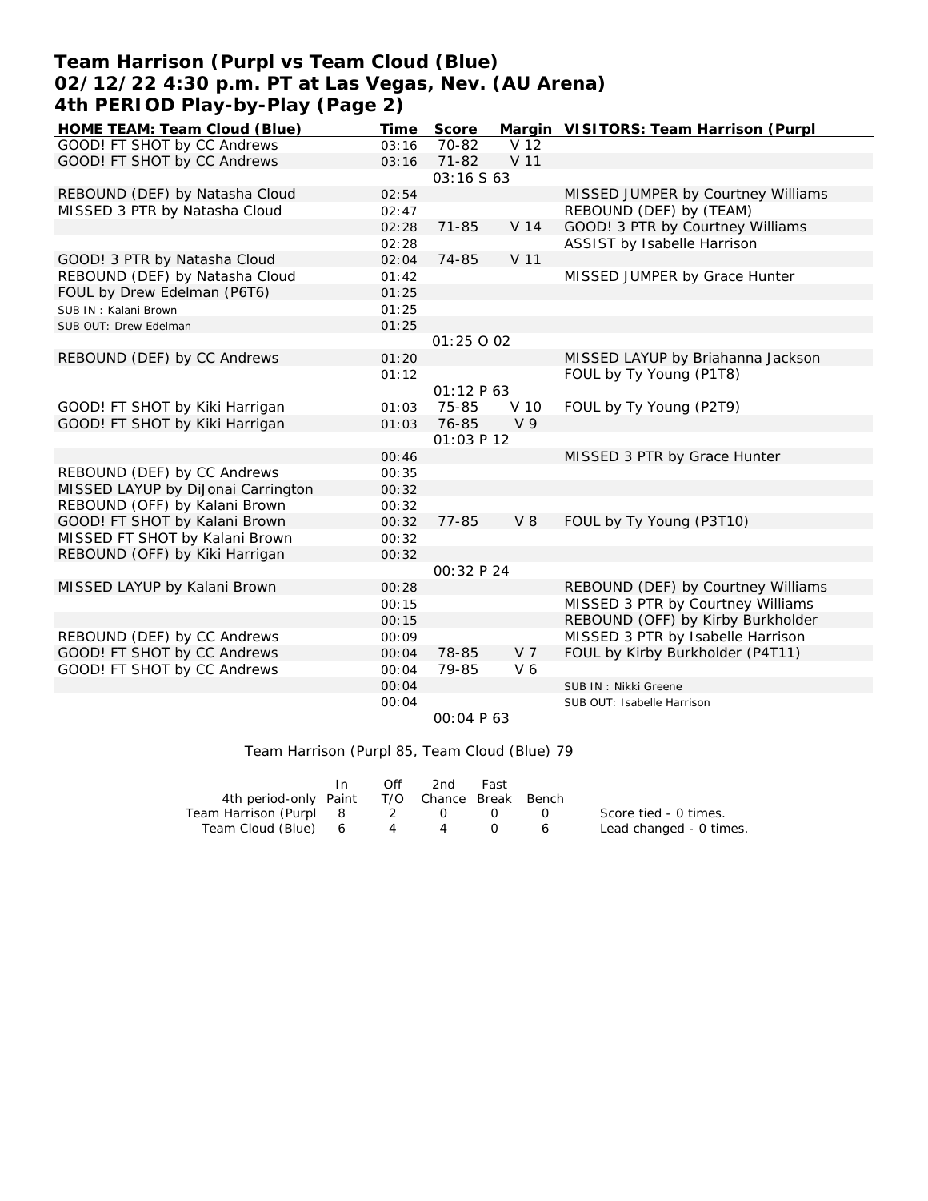# Team Harrison (Purpl vs Team Cloud (Blue)
## 02/12/22 4:30 p.m. PT at Las Vegas, Nev. (AU Arena)
## 4th PERIOD Play-by-Play (Page 2)

| HOME TEAM: Team Cloud (Blue) | Time | Score | Margin | VISITORS: Team Harrison (Purpl |
|---|---|---|---|---|
| GOOD! FT SHOT by CC Andrews | 03:16 | 70-82 | V 12 | |
| GOOD! FT SHOT by CC Andrews | 03:16 | 71-82 | V 11 | |
| | | 03:16 S 63 | | |
| REBOUND (DEF) by Natasha Cloud | 02:54 | | | MISSED JUMPER by Courtney Williams |
| MISSED 3 PTR by Natasha Cloud | 02:47 | | | REBOUND (DEF) by (TEAM) |
| | 02:28 | 71-85 | V 14 | GOOD! 3 PTR by Courtney Williams |
| | 02:28 | | | ASSIST by Isabelle Harrison |
| GOOD! 3 PTR by Natasha Cloud | 02:04 | 74-85 | V 11 | |
| REBOUND (DEF) by Natasha Cloud | 01:42 | | | MISSED JUMPER by Grace Hunter |
| FOUL by Drew Edelman (P6T6) | 01:25 | | | |
| SUB IN : Kalani Brown | 01:25 | | | |
| SUB OUT: Drew Edelman | 01:25 | | | |
| | | 01:25 O 02 | | |
| REBOUND (DEF) by CC Andrews | 01:20 | | | MISSED LAYUP by Briahanna Jackson |
| | 01:12 | | | FOUL by Ty Young (P1T8) |
| | | 01:12 P 63 | | |
| GOOD! FT SHOT by Kiki Harrigan | 01:03 | 75-85 | V 10 | FOUL by Ty Young (P2T9) |
| GOOD! FT SHOT by Kiki Harrigan | 01:03 | 76-85 | V 9 | |
| | | 01:03 P 12 | | |
| | 00:46 | | | MISSED 3 PTR by Grace Hunter |
| REBOUND (DEF) by CC Andrews | 00:35 | | | |
| MISSED LAYUP by DiJonai Carrington | 00:32 | | | |
| REBOUND (OFF) by Kalani Brown | 00:32 | | | |
| GOOD! FT SHOT by Kalani Brown | 00:32 | 77-85 | V 8 | FOUL by Ty Young (P3T10) |
| MISSED FT SHOT by Kalani Brown | 00:32 | | | |
| REBOUND (OFF) by Kiki Harrigan | 00:32 | | | |
| | | 00:32 P 24 | | |
| MISSED LAYUP by Kalani Brown | 00:28 | | | REBOUND (DEF) by Courtney Williams |
| | 00:15 | | | MISSED 3 PTR by Courtney Williams |
| | 00:15 | | | REBOUND (OFF) by Kirby Burkholder |
| REBOUND (DEF) by CC Andrews | 00:09 | | | MISSED 3 PTR by Isabelle Harrison |
| GOOD! FT SHOT by CC Andrews | 00:04 | 78-85 | V 7 | FOUL by Kirby Burkholder (P4T11) |
| GOOD! FT SHOT by CC Andrews | 00:04 | 79-85 | V 6 | |
| | 00:04 | | | SUB IN : Nikki Greene |
| | 00:04 | | | SUB OUT: Isabelle Harrison |
| | | 00:04 P 63 | | |

Team Harrison (Purpl 85, Team Cloud (Blue) 79

| 4th period-only | In Paint | Off T/O | 2nd Chance | Fast Break | Bench |
|---|---|---|---|---|---|
| Team Harrison (Purpl | 8 | 2 | 0 | 0 | 0 |
| Team Cloud (Blue) | 6 | 4 | 4 | 0 | 6 |

Score tied - 0 times.
Lead changed - 0 times.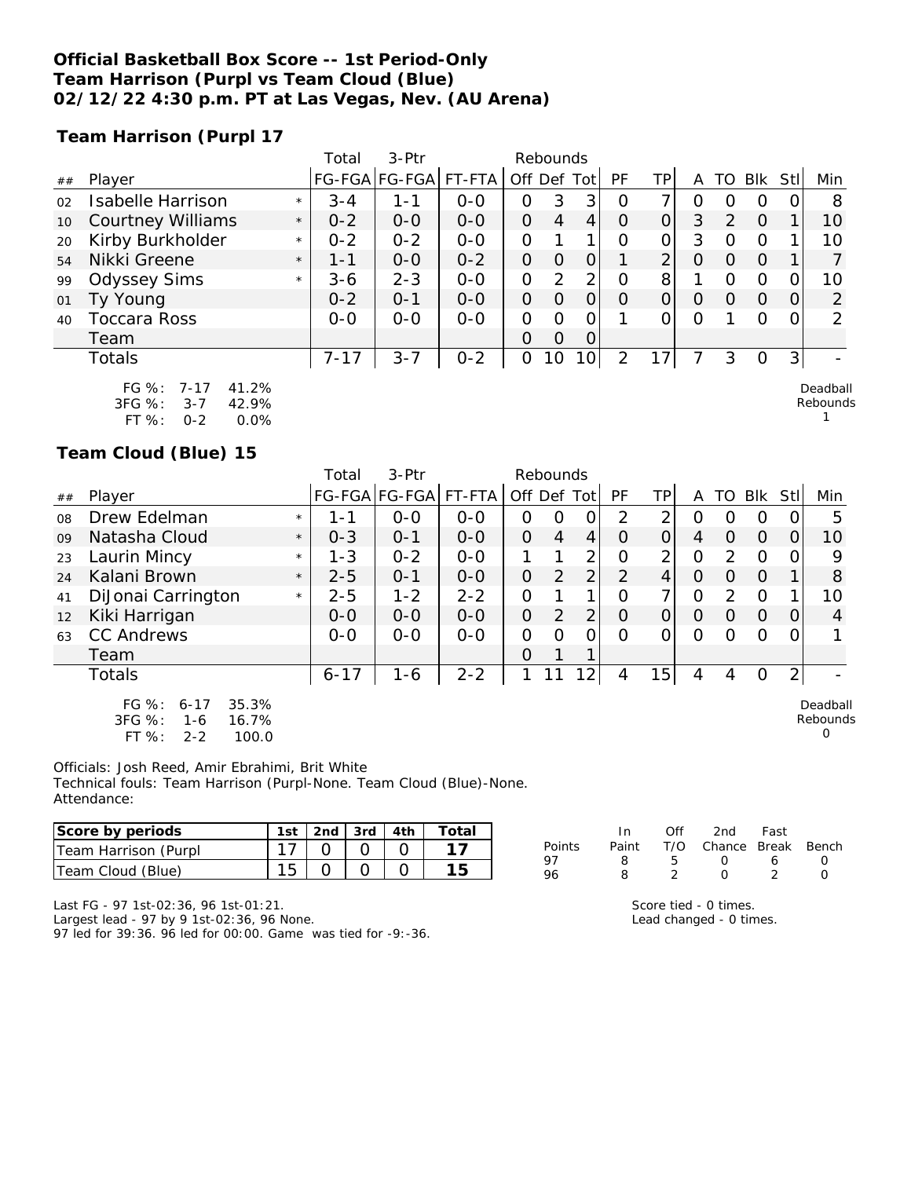**Official Basketball Box Score -- 1st Period-Only**
**Team Harrison (Purpl vs Team Cloud (Blue)**
**02/12/22 4:30 p.m. PT at Las Vegas, Nev. (AU Arena)**

**Team Harrison (Purpl 17**

| ## | Player | | Total FG-FGA | 3-Ptr FG-FGA | FT-FTA | Rebounds Off | Def | Tot | PF | TP | A | TO | Blk | Stl | Min |
|---|---|---|---|---|---|---|---|---|---|---|---|---|---|---|---|
| 02 | Isabelle Harrison | * | 3-4 | 1-1 | 0-0 | 0 | 3 | 3 | 0 | 7 | 0 | 0 | 0 | 0 | 8 |
| 10 | Courtney Williams | * | 0-2 | 0-0 | 0-0 | 0 | 4 | 4 | 0 | 0 | 3 | 2 | 0 | 1 | 10 |
| 20 | Kirby Burkholder | * | 0-2 | 0-2 | 0-0 | 0 | 1 | 1 | 0 | 0 | 3 | 0 | 0 | 1 | 10 |
| 54 | Nikki Greene | * | 1-1 | 0-0 | 0-2 | 0 | 0 | 0 | 1 | 2 | 0 | 0 | 0 | 1 | 7 |
| 99 | Odyssey Sims | * | 3-6 | 2-3 | 0-0 | 0 | 2 | 2 | 0 | 8 | 1 | 0 | 0 | 0 | 10 |
| 01 | Ty Young | | 0-2 | 0-1 | 0-0 | 0 | 0 | 0 | 0 | 0 | 0 | 0 | 0 | 0 | 2 |
| 40 | Toccara Ross | | 0-0 | 0-0 | 0-0 | 0 | 0 | 0 | 1 | 0 | 0 | 1 | 0 | 0 | 2 |
| | Team | | | | | 0 | 0 | 0 | | | | | | | |
| | Totals | | 7-17 | 3-7 | 0-2 | 0 | 10 | 10 | 2 | 17 | 7 | 3 | 0 | 3 | - |

FG %: 7-17 41.2%
3FG %: 3-7 42.9%
FT %: 0-2 0.0%

Deadball Rebounds 1

**Team Cloud (Blue) 15**

| ## | Player | | Total FG-FGA | 3-Ptr FG-FGA | FT-FTA | Rebounds Off | Def | Tot | PF | TP | A | TO | Blk | Stl | Min |
|---|---|---|---|---|---|---|---|---|---|---|---|---|---|---|---|
| 08 | Drew Edelman | * | 1-1 | 0-0 | 0-0 | 0 | 0 | 0 | 2 | 2 | 0 | 0 | 0 | 0 | 5 |
| 09 | Natasha Cloud | * | 0-3 | 0-1 | 0-0 | 0 | 4 | 4 | 0 | 0 | 4 | 0 | 0 | 0 | 10 |
| 23 | Laurin Mincy | * | 1-3 | 0-2 | 0-0 | 1 | 1 | 2 | 0 | 2 | 0 | 2 | 0 | 0 | 9 |
| 24 | Kalani Brown | * | 2-5 | 0-1 | 0-0 | 0 | 2 | 2 | 2 | 4 | 0 | 0 | 0 | 1 | 8 |
| 41 | DiJonai Carrington | * | 2-5 | 1-2 | 2-2 | 0 | 1 | 1 | 0 | 7 | 0 | 2 | 0 | 1 | 10 |
| 12 | Kiki Harrigan | | 0-0 | 0-0 | 0-0 | 0 | 2 | 2 | 0 | 0 | 0 | 0 | 0 | 0 | 4 |
| 63 | CC Andrews | | 0-0 | 0-0 | 0-0 | 0 | 0 | 0 | 0 | 0 | 0 | 0 | 0 | 0 | 1 |
| | Team | | | | | 0 | 1 | 1 | | | | | | | |
| | Totals | | 6-17 | 1-6 | 2-2 | 1 | 11 | 12 | 4 | 15 | 4 | 4 | 0 | 2 | - |

FG %: 6-17 35.3%
3FG %: 1-6 16.7%
FT %: 2-2 100.0

Deadball Rebounds 0

Officials: Josh Reed, Amir Ebrahimi, Brit White
Technical fouls: Team Harrison (Purpl-None. Team Cloud (Blue)-None.
Attendance:

| Score by periods | 1st | 2nd | 3rd | 4th | Total |
|---|---|---|---|---|---|
| Team Harrison (Purpl | 17 | 0 | 0 | 0 | 17 |
| Team Cloud (Blue) | 15 | 0 | 0 | 0 | 15 |

| Points | In Paint | Off T/O | 2nd Chance | Fast Break | Bench |
|---|---|---|---|---|---|
| 97 | 8 | 5 | 0 | 6 | 0 |
| 96 | 8 | 2 | 0 | 2 | 0 |

Last FG - 97 1st-02:36, 96 1st-01:21.
Largest lead - 97 by 9 1st-02:36, 96 None.
97 led for 39:36. 96 led for 00:00. Game was tied for -9:-36.

Score tied - 0 times.
Lead changed - 0 times.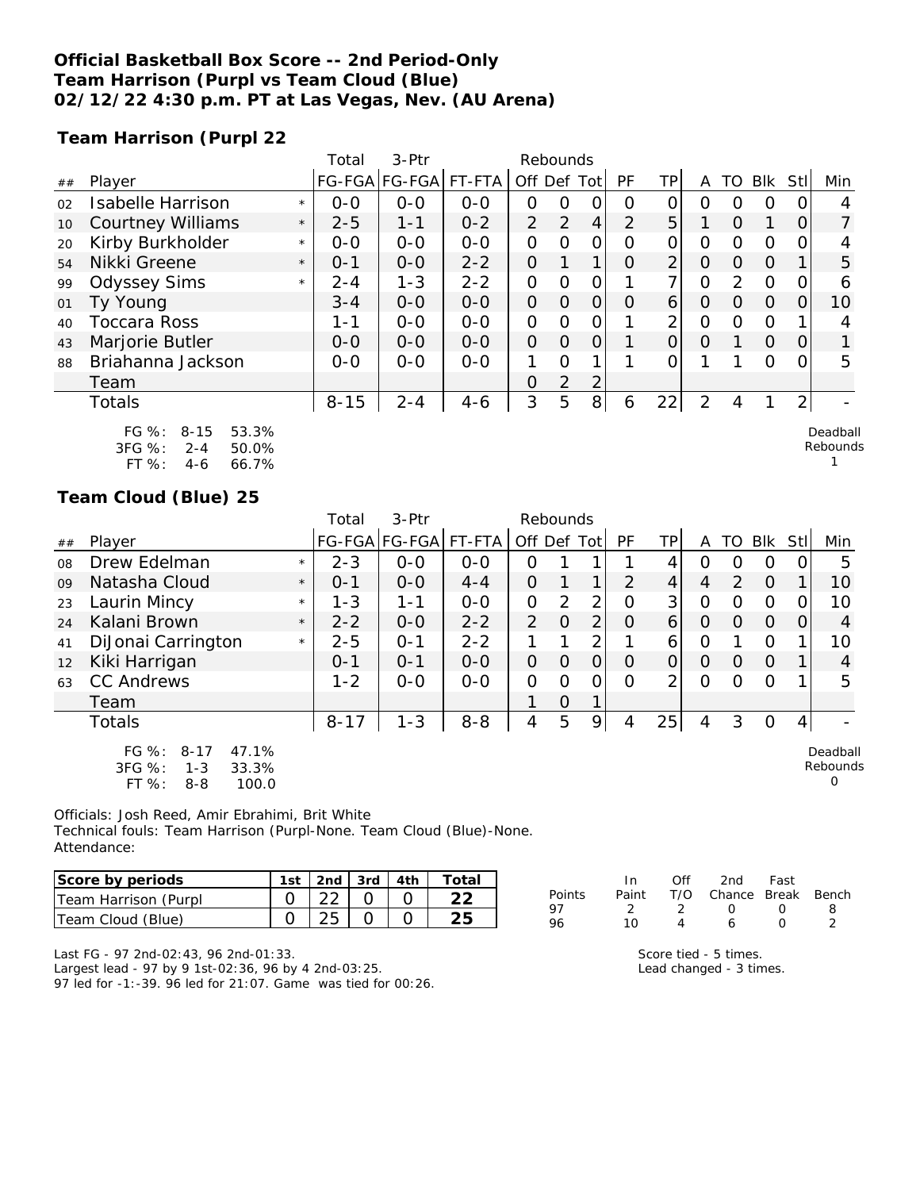**Official Basketball Box Score -- 2nd Period-Only**
**Team Harrison (Purpl vs Team Cloud (Blue)**
**02/12/22 4:30 p.m. PT at Las Vegas, Nev. (AU Arena)**

**Team Harrison (Purpl 22**

| ## | Player | | Total FG-FGA | 3-Ptr FG-FGA | FT-FTA | Rebounds Off | Def | Tot | PF | TP | A | TO | Blk | Stl | Min |
|---|---|---|---|---|---|---|---|---|---|---|---|---|---|---|---|
| 02 | Isabelle Harrison | * | 0-0 | 0-0 | 0-0 | 0 | 0 | 0 | 0 | 0 | 0 | 0 | 0 | 0 | 4 |
| 10 | Courtney Williams | * | 2-5 | 1-1 | 0-2 | 2 | 2 | 4 | 2 | 5 | 1 | 0 | 1 | 0 | 7 |
| 20 | Kirby Burkholder | * | 0-0 | 0-0 | 0-0 | 0 | 0 | 0 | 0 | 0 | 0 | 0 | 0 | 0 | 4 |
| 54 | Nikki Greene | * | 0-1 | 0-0 | 2-2 | 0 | 1 | 1 | 0 | 2 | 0 | 0 | 0 | 1 | 5 |
| 99 | Odyssey Sims | * | 2-4 | 1-3 | 2-2 | 0 | 0 | 0 | 1 | 7 | 0 | 2 | 0 | 0 | 6 |
| 01 | Ty Young | | 3-4 | 0-0 | 0-0 | 0 | 0 | 0 | 0 | 6 | 0 | 0 | 0 | 0 | 10 |
| 40 | Toccara Ross | | 1-1 | 0-0 | 0-0 | 0 | 0 | 0 | 1 | 2 | 0 | 0 | 0 | 1 | 4 |
| 43 | Marjorie Butler | | 0-0 | 0-0 | 0-0 | 0 | 0 | 0 | 1 | 0 | 0 | 1 | 0 | 0 | 1 |
| 88 | Briahanna Jackson | | 0-0 | 0-0 | 0-0 | 1 | 0 | 1 | 1 | 0 | 1 | 1 | 0 | 0 | 5 |
| | Team | | | | | 0 | 2 | 2 | | | | | | | |
| | Totals | | 8-15 | 2-4 | 4-6 | 3 | 5 | 8 | 6 | 22 | 2 | 4 | 1 | 2 | - |

FG %: 8-15 53.3%
3FG %: 2-4 50.0%
FT %: 4-6 66.7%

Deadball Rebounds 1

**Team Cloud (Blue) 25**

| ## | Player | | Total FG-FGA | 3-Ptr FG-FGA | FT-FTA | Rebounds Off | Def | Tot | PF | TP | A | TO | Blk | Stl | Min |
|---|---|---|---|---|---|---|---|---|---|---|---|---|---|---|---|
| 08 | Drew Edelman | * | 2-3 | 0-0 | 0-0 | 0 | 1 | 1 | 1 | 4 | 0 | 0 | 0 | 0 | 5 |
| 09 | Natasha Cloud | * | 0-1 | 0-0 | 4-4 | 0 | 1 | 1 | 2 | 4 | 4 | 2 | 0 | 1 | 10 |
| 23 | Laurin Mincy | * | 1-3 | 1-1 | 0-0 | 0 | 2 | 2 | 0 | 3 | 0 | 0 | 0 | 0 | 10 |
| 24 | Kalani Brown | * | 2-2 | 0-0 | 2-2 | 2 | 0 | 2 | 0 | 6 | 0 | 0 | 0 | 0 | 4 |
| 41 | DiJonai Carrington | * | 2-5 | 0-1 | 2-2 | 1 | 1 | 2 | 1 | 6 | 0 | 1 | 0 | 1 | 10 |
| 12 | Kiki Harrigan | | 0-1 | 0-1 | 0-0 | 0 | 0 | 0 | 0 | 0 | 0 | 0 | 0 | 1 | 4 |
| 63 | CC Andrews | | 1-2 | 0-0 | 0-0 | 0 | 0 | 0 | 0 | 2 | 0 | 0 | 0 | 1 | 5 |
| | Team | | | | | 1 | 0 | 1 | | | | | | | |
| | Totals | | 8-17 | 1-3 | 8-8 | 4 | 5 | 9 | 4 | 25 | 4 | 3 | 0 | 4 | - |

FG %: 8-17 47.1%
3FG %: 1-3 33.3%
FT %: 8-8 100.0

Deadball Rebounds 0

Officials: Josh Reed, Amir Ebrahimi, Brit White
Technical fouls: Team Harrison (Purpl-None. Team Cloud (Blue)-None.
Attendance:

| Score by periods | 1st | 2nd | 3rd | 4th | Total |
|---|---|---|---|---|---|
| Team Harrison (Purpl | 0 | 22 | 0 | 0 | 22 |
| Team Cloud (Blue) | 0 | 25 | 0 | 0 | 25 |

| Points | In Paint | Off T/O | 2nd Chance | Fast Break | Bench |
|---|---|---|---|---|---|
| 97 | 2 | 2 | 0 | 0 | 8 |
| 96 | 10 | 4 | 6 | 0 | 2 |

Last FG - 97 2nd-02:43, 96 2nd-01:33.
Largest lead - 97 by 9 1st-02:36, 96 by 4 2nd-03:25.
97 led for -1:-39. 96 led for 21:07. Game was tied for 00:26.

Score tied - 5 times.
Lead changed - 3 times.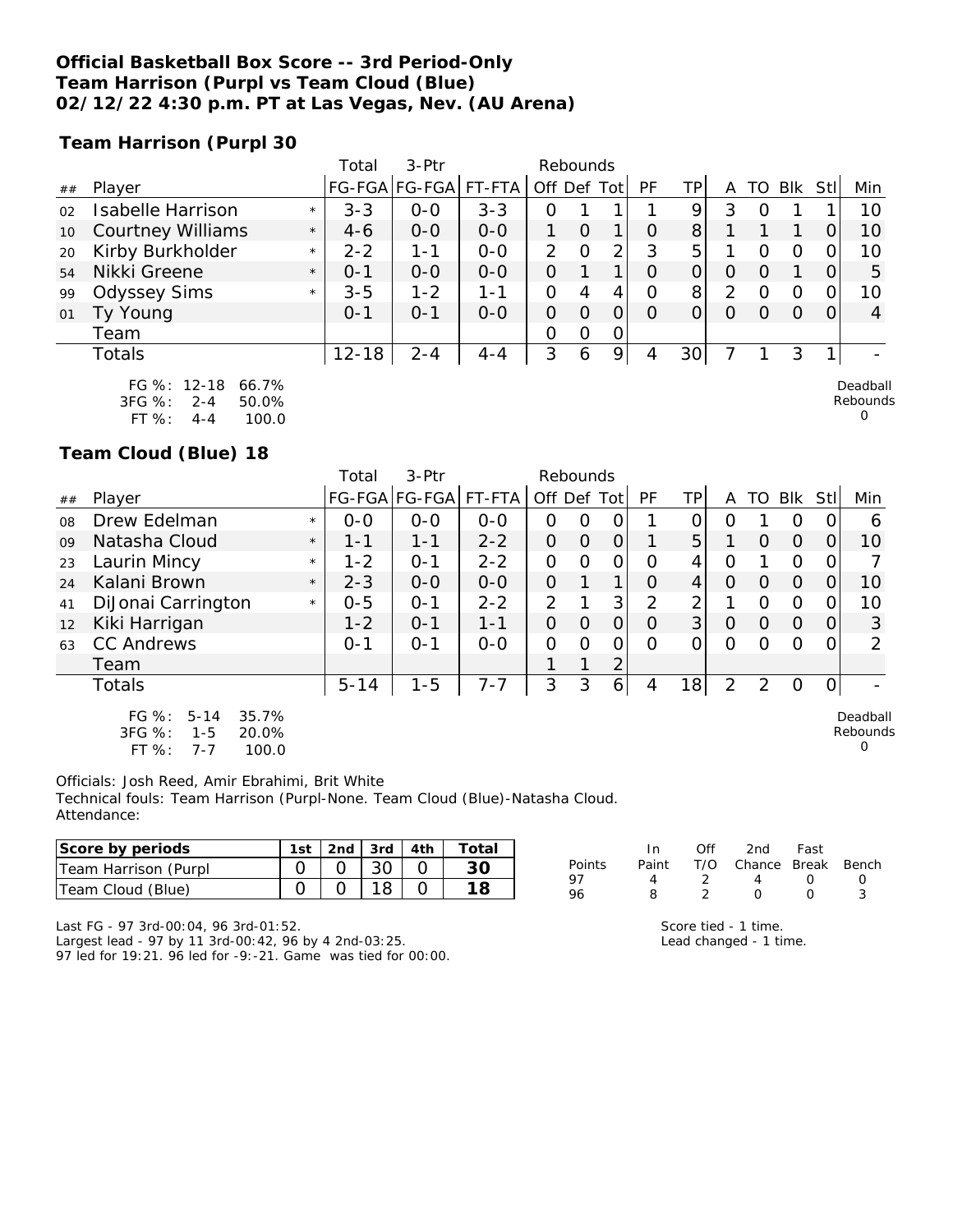**Official Basketball Box Score -- 3rd Period-Only**
**Team Harrison (Purpl vs Team Cloud (Blue)**
**02/12/22 4:30 p.m. PT at Las Vegas, Nev. (AU Arena)**

### Team Harrison (Purpl 30

| | | | Total | 3-Ptr | | Rebounds | | | | | | | | | |
|---|---|---|---|---|---|---|---|---|---|---|---|---|---|---|---|
| ## | Player | | FG-FGA | FG-FGA | FT-FTA | Off | Def | Tot | PF | TP | A | TO | Blk | Stl | Min |
| 02 | Isabelle Harrison | * | 3-3 | 0-0 | 3-3 | 0 | 1 | 1 | 1 | 9 | 3 | 0 | 1 | 1 | 10 |
| 10 | Courtney Williams | * | 4-6 | 0-0 | 0-0 | 1 | 0 | 1 | 0 | 8 | 1 | 1 | 1 | 0 | 10 |
| 20 | Kirby Burkholder | * | 2-2 | 1-1 | 0-0 | 2 | 0 | 2 | 3 | 5 | 1 | 0 | 0 | 0 | 10 |
| 54 | Nikki Greene | * | 0-1 | 0-0 | 0-0 | 0 | 1 | 1 | 0 | 0 | 0 | 0 | 1 | 0 | 5 |
| 99 | Odyssey Sims | * | 3-5 | 1-2 | 1-1 | 0 | 4 | 4 | 0 | 8 | 2 | 0 | 0 | 0 | 10 |
| 01 | Ty Young | | 0-1 | 0-1 | 0-0 | 0 | 0 | 0 | 0 | 0 | 0 | 0 | 0 | 0 | 4 |
| | Team | | | | | 0 | 0 | 0 | | | | | | | |
| | Totals | | 12-18 | 2-4 | 4-4 | 3 | 6 | 9 | 4 | 30 | 7 | 1 | 3 | 1 | - |

FG %: 12-18 66.7%
3FG %: 2-4 50.0%
FT %: 4-4 100.0

Deadball Rebounds 0

### Team Cloud (Blue) 18

| | | | Total | 3-Ptr | | Rebounds | | | | | | | | | |
|---|---|---|---|---|---|---|---|---|---|---|---|---|---|---|---|
| ## | Player | | FG-FGA | FG-FGA | FT-FTA | Off | Def | Tot | PF | TP | A | TO | Blk | Stl | Min |
| 08 | Drew Edelman | * | 0-0 | 0-0 | 0-0 | 0 | 0 | 0 | 1 | 0 | 0 | 1 | 0 | 0 | 6 |
| 09 | Natasha Cloud | * | 1-1 | 1-1 | 2-2 | 0 | 0 | 0 | 1 | 5 | 1 | 0 | 0 | 0 | 10 |
| 23 | Laurin Mincy | * | 1-2 | 0-1 | 2-2 | 0 | 0 | 0 | 0 | 4 | 0 | 1 | 0 | 0 | 7 |
| 24 | Kalani Brown | * | 2-3 | 0-0 | 0-0 | 0 | 1 | 1 | 0 | 4 | 0 | 0 | 0 | 0 | 10 |
| 41 | DiJonai Carrington | * | 0-5 | 0-1 | 2-2 | 2 | 1 | 3 | 2 | 2 | 1 | 0 | 0 | 0 | 10 |
| 12 | Kiki Harrigan | | 1-2 | 0-1 | 1-1 | 0 | 0 | 0 | 0 | 3 | 0 | 0 | 0 | 0 | 3 |
| 63 | CC Andrews | | 0-1 | 0-1 | 0-0 | 0 | 0 | 0 | 0 | 0 | 0 | 0 | 0 | 0 | 2 |
| | Team | | | | | 1 | 1 | 2 | | | | | | | |
| | Totals | | 5-14 | 1-5 | 7-7 | 3 | 3 | 6 | 4 | 18 | 2 | 2 | 0 | 0 | - |

FG %: 5-14 35.7%
3FG %: 1-5 20.0%
FT %: 7-7 100.0

Deadball Rebounds 0

Officials: Josh Reed, Amir Ebrahimi, Brit White
Technical fouls: Team Harrison (Purpl-None. Team Cloud (Blue)-Natasha Cloud.
Attendance:

| Score by periods | 1st | 2nd | 3rd | 4th | Total |
|---|---|---|---|---|---|
| Team Harrison (Purpl | 0 | 0 | 30 | 0 | **30** |
| Team Cloud (Blue) | 0 | 0 | 18 | 0 | **18** |

| Points | In Paint | Off T/O | 2nd Chance | Fast Break | Bench |
|---|---|---|---|---|---|
| 97 | 4 | 2 | 4 | 0 | 0 |
| 96 | 8 | 2 | 0 | 0 | 3 |

Last FG - 97 3rd-00:04, 96 3rd-01:52.
Largest lead - 97 by 11 3rd-00:42, 96 by 4 2nd-03:25.
97 led for 19:21. 96 led for -9:-21. Game was tied for 00:00.

Score tied - 1 time.
Lead changed - 1 time.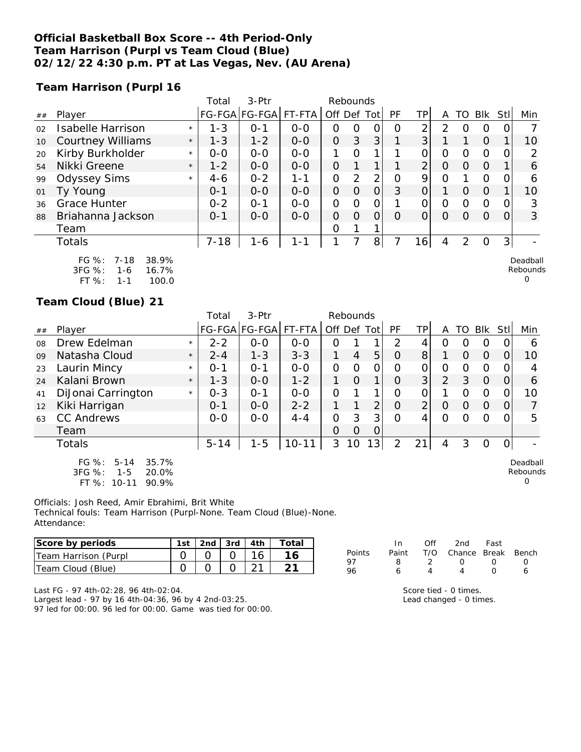**Official Basketball Box Score -- 4th Period-Only**
**Team Harrison (Purpl vs Team Cloud (Blue)**
**02/12/22 4:30 p.m. PT at Las Vegas, Nev. (AU Arena)**

**Team Harrison (Purpl 16**

| ## | Player | | Total FG-FGA | 3-Ptr FG-FGA | FT-FTA | Rebounds Off | Def | Tot | PF | TP | A | TO | Blk | Stl | Min |
|---|---|---|---|---|---|---|---|---|---|---|---|---|---|---|---|
| 02 | Isabelle Harrison | * | 1-3 | 0-1 | 0-0 | 0 | 0 | 0 | 0 | 2 | 2 | 0 | 0 | 0 | 7 |
| 10 | Courtney Williams | * | 1-3 | 1-2 | 0-0 | 0 | 3 | 3 | 1 | 3 | 1 | 1 | 0 | 1 | 10 |
| 20 | Kirby Burkholder | * | 0-0 | 0-0 | 0-0 | 1 | 0 | 1 | 1 | 0 | 0 | 0 | 0 | 0 | 2 |
| 54 | Nikki Greene | * | 1-2 | 0-0 | 0-0 | 0 | 1 | 1 | 1 | 2 | 0 | 0 | 0 | 1 | 6 |
| 99 | Odyssey Sims | * | 4-6 | 0-2 | 1-1 | 0 | 2 | 2 | 0 | 9 | 0 | 1 | 0 | 0 | 6 |
| 01 | Ty Young | | 0-1 | 0-0 | 0-0 | 0 | 0 | 0 | 3 | 0 | 1 | 0 | 0 | 1 | 10 |
| 36 | Grace Hunter | | 0-2 | 0-1 | 0-0 | 0 | 0 | 0 | 1 | 0 | 0 | 0 | 0 | 0 | 3 |
| 88 | Briahanna Jackson | | 0-1 | 0-0 | 0-0 | 0 | 0 | 0 | 0 | 0 | 0 | 0 | 0 | 0 | 3 |
| | Team | | | | | 0 | 1 | 1 | | | | | | | |
| | Totals | | 7-18 | 1-6 | 1-1 | 1 | 7 | 8 | 7 | 16 | 4 | 2 | 0 | 3 | - |

FG %: 7-18 38.9%
3FG %: 1-6 16.7%
FT %: 1-1 100.0

Deadball Rebounds 0

**Team Cloud (Blue) 21**

| ## | Player | | Total FG-FGA | 3-Ptr FG-FGA | FT-FTA | Rebounds Off | Def | Tot | PF | TP | A | TO | Blk | Stl | Min |
|---|---|---|---|---|---|---|---|---|---|---|---|---|---|---|---|
| 08 | Drew Edelman | * | 2-2 | 0-0 | 0-0 | 0 | 1 | 1 | 2 | 4 | 0 | 0 | 0 | 0 | 6 |
| 09 | Natasha Cloud | * | 2-4 | 1-3 | 3-3 | 1 | 4 | 5 | 0 | 8 | 1 | 0 | 0 | 0 | 10 |
| 23 | Laurin Mincy | * | 0-1 | 0-1 | 0-0 | 0 | 0 | 0 | 0 | 0 | 0 | 0 | 0 | 0 | 4 |
| 24 | Kalani Brown | * | 1-3 | 0-0 | 1-2 | 1 | 0 | 1 | 0 | 3 | 2 | 3 | 0 | 0 | 6 |
| 41 | DiJonai Carrington | * | 0-3 | 0-1 | 0-0 | 0 | 1 | 1 | 0 | 0 | 1 | 0 | 0 | 0 | 10 |
| 12 | Kiki Harrigan | | 0-1 | 0-0 | 2-2 | 1 | 1 | 2 | 0 | 2 | 0 | 0 | 0 | 0 | 7 |
| 63 | CC Andrews | | 0-0 | 0-0 | 4-4 | 0 | 3 | 3 | 0 | 4 | 0 | 0 | 0 | 0 | 5 |
| | Team | | | | | 0 | 0 | 0 | | | | | | | |
| | Totals | | 5-14 | 1-5 | 10-11 | 3 | 10 | 13 | 2 | 21 | 4 | 3 | 0 | 0 | - |

FG %: 5-14 35.7%
3FG %: 1-5 20.0%
FT %: 10-11 90.9%

Deadball Rebounds 0

Officials: Josh Reed, Amir Ebrahimi, Brit White
Technical fouls: Team Harrison (Purpl-None. Team Cloud (Blue)-None.
Attendance:

| Score by periods | 1st | 2nd | 3rd | 4th | Total |
|---|---|---|---|---|---|
| Team Harrison (Purpl | 0 | 0 | 0 | 16 | 16 |
| Team Cloud (Blue) | 0 | 0 | 0 | 21 | 21 |

| Points | In Paint | Off T/O | 2nd Chance | Fast Break | Bench |
|---|---|---|---|---|---|
| 97 | 8 | 2 | 0 | 0 | 0 |
| 96 | 6 | 4 | 4 | 0 | 6 |

Last FG - 97 4th-02:28, 96 4th-02:04.
Largest lead - 97 by 16 4th-04:36, 96 by 4 2nd-03:25.
97 led for 00:00. 96 led for 00:00. Game was tied for 00:00.

Score tied - 0 times.
Lead changed - 0 times.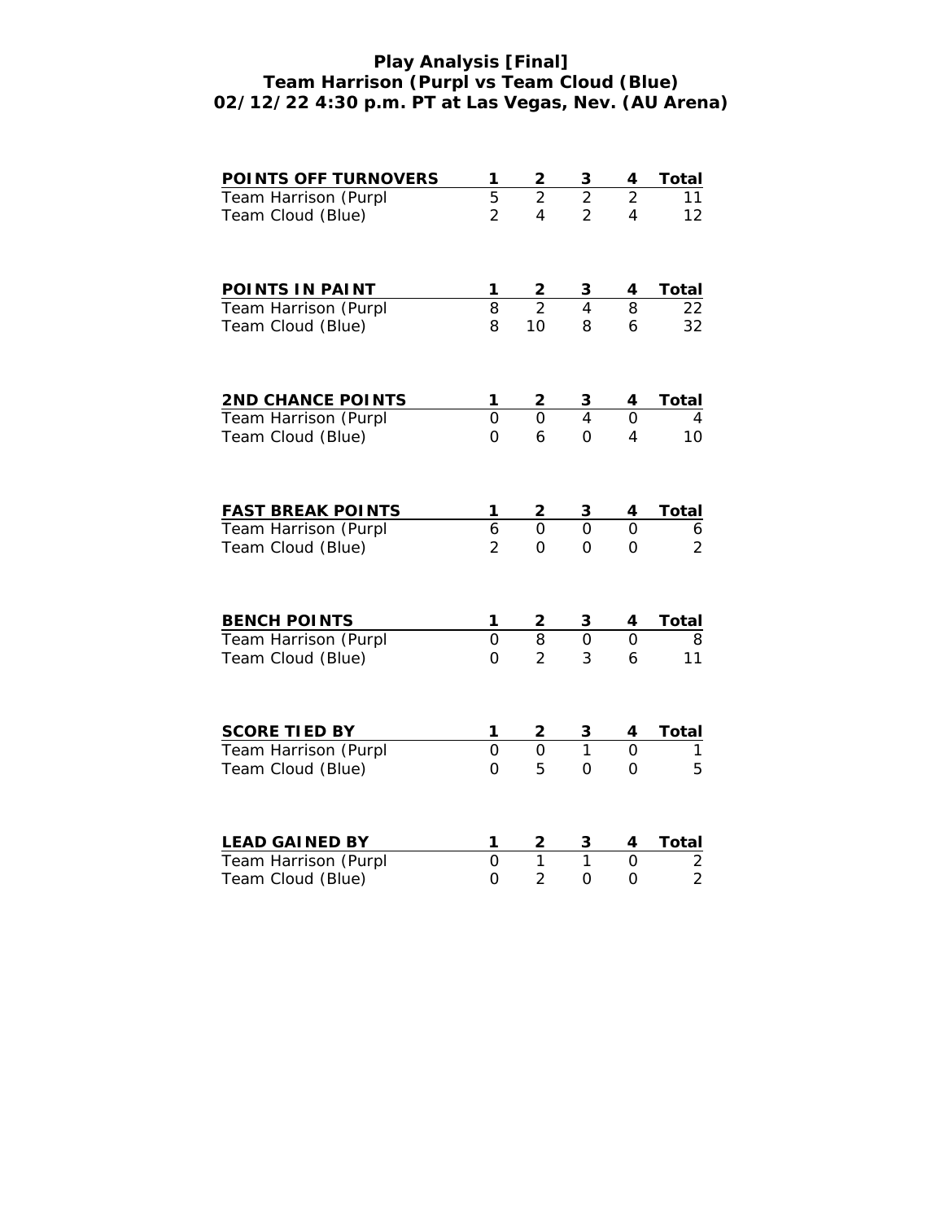**Play Analysis [Final]**
**Team Harrison (Purpl vs Team Cloud (Blue)**
**02/12/22 4:30 p.m. PT at Las Vegas, Nev. (AU Arena)**

| POINTS OFF TURNOVERS | 1 | 2 | 3 | 4 | Total |
|---|---|---|---|---|---|
| Team Harrison (Purpl | 5 | 2 | 2 | 2 | 11 |
| Team Cloud (Blue) | 2 | 4 | 2 | 4 | 12 |

| POINTS IN PAINT | 1 | 2 | 3 | 4 | Total |
|---|---|---|---|---|---|
| Team Harrison (Purpl | 8 | 2 | 4 | 8 | 22 |
| Team Cloud (Blue) | 8 | 10 | 8 | 6 | 32 |

| 2ND CHANCE POINTS | 1 | 2 | 3 | 4 | Total |
|---|---|---|---|---|---|
| Team Harrison (Purpl | 0 | 0 | 4 | 0 | 4 |
| Team Cloud (Blue) | 0 | 6 | 0 | 4 | 10 |

| FAST BREAK POINTS | 1 | 2 | 3 | 4 | Total |
|---|---|---|---|---|---|
| Team Harrison (Purpl | 6 | 0 | 0 | 0 | 6 |
| Team Cloud (Blue) | 2 | 0 | 0 | 0 | 2 |

| BENCH POINTS | 1 | 2 | 3 | 4 | Total |
|---|---|---|---|---|---|
| Team Harrison (Purpl | 0 | 8 | 0 | 0 | 8 |
| Team Cloud (Blue) | 0 | 2 | 3 | 6 | 11 |

| SCORE TIED BY | 1 | 2 | 3 | 4 | Total |
|---|---|---|---|---|---|
| Team Harrison (Purpl | 0 | 0 | 1 | 0 | 1 |
| Team Cloud (Blue) | 0 | 5 | 0 | 0 | 5 |

| LEAD GAINED BY | 1 | 2 | 3 | 4 | Total |
|---|---|---|---|---|---|
| Team Harrison (Purpl | 0 | 1 | 1 | 0 | 2 |
| Team Cloud (Blue) | 0 | 2 | 0 | 0 | 2 |